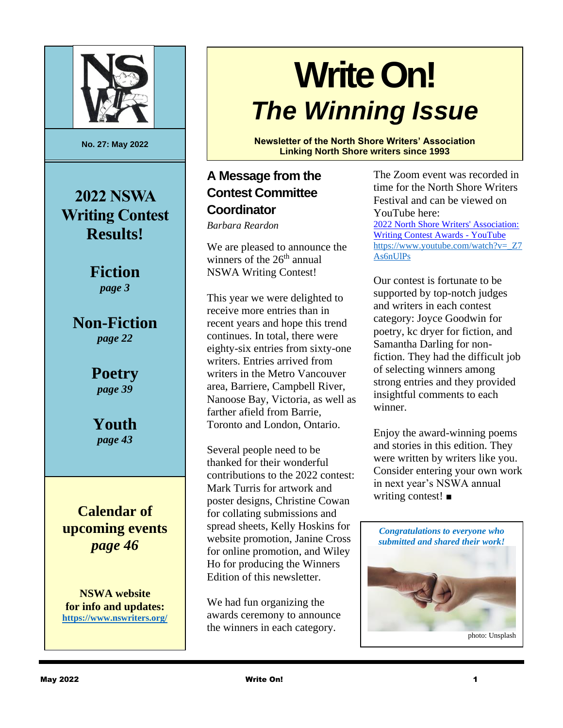# Write On!

## *The Winning Issue*

**Newsletter of the North Shore Writers' Association**
**Linking North Shore writers since 1993**

No. 27: May 2022

## 2022 NSWA Writing Contest Results!

**Fiction**
*page 3*

**Non-Fiction**
*page 22*

**Poetry**
*page 39*

**Youth**
*page 43*

**Calendar of upcoming events**
*page 46*

**NSWA website for info and updates:**
[https://www.nswriters.org/](https://www.nswriters.org/)

### A Message from the Contest Committee Coordinator

*Barbara Reardon*

We are pleased to announce the winners of the 26th annual NSWA Writing Contest!

This year we were delighted to receive more entries than in recent years and hope this trend continues. In total, there were eighty-six entries from sixty-one writers. Entries arrived from writers in the Metro Vancouver area, Barriere, Campbell River, Nanoose Bay, Victoria, as well as farther afield from Barrie, Toronto and London, Ontario.

Several people need to be thanked for their wonderful contributions to the 2022 contest: Mark Turris for artwork and poster designs, Christine Cowan for collating submissions and spread sheets, Kelly Hoskins for website promotion, Janine Cross for online promotion, and Wiley Ho for producing the Winners Edition of this newsletter.

We had fun organizing the awards ceremony to announce the winners in each category. The Zoom event was recorded in time for the North Shore Writers Festival and can be viewed on YouTube here:
[2022 North Shore Writers' Association: Writing Contest Awards - YouTube](https://www.youtube.com/watch?v=_Z7As6nUlPs)
https://www.youtube.com/watch?v=_Z7As6nUlPs

Our contest is fortunate to be supported by top-notch judges and writers in each contest category: Joyce Goodwin for poetry, kc dryer for fiction, and Samantha Darling for non-fiction. They had the difficult job of selecting winners among strong entries and they provided insightful comments to each winner.

Enjoy the award-winning poems and stories in this edition. They were written by writers like you. Consider entering your own work in next year's NSWA annual writing contest! ■

***Congratulations to everyone who submitted and shared their work!***

photo: Unsplash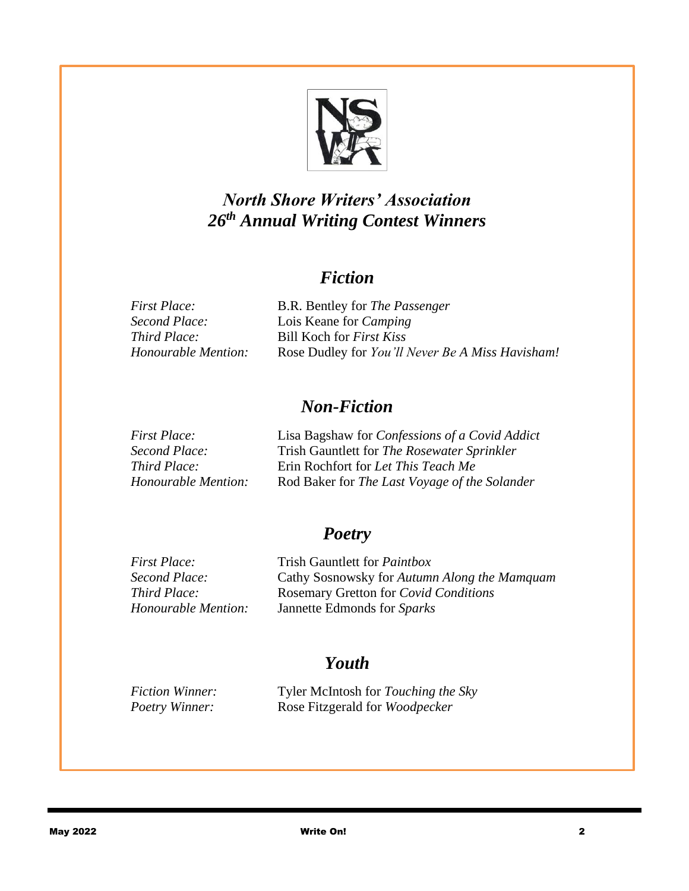# *North Shore Writers' Association*
# *26th Annual Writing Contest Winners*

## *Fiction*

| | |
|---|---|
| *First Place:* | B.R. Bentley for *The Passenger* |
| *Second Place:* | Lois Keane for *Camping* |
| *Third Place:* | Bill Koch for *First Kiss* |
| *Honourable Mention:* | Rose Dudley for *You'll Never Be A Miss Havisham!* |

## *Non-Fiction*

| | |
|---|---|
| *First Place:* | Lisa Bagshaw for *Confessions of a Covid Addict* |
| *Second Place:* | Trish Gauntlett for *The Rosewater Sprinkler* |
| *Third Place:* | Erin Rochfort for *Let This Teach Me* |
| *Honourable Mention:* | Rod Baker for *The Last Voyage of the Solander* |

## *Poetry*

| | |
|---|---|
| *First Place:* | Trish Gauntlett for *Paintbox* |
| *Second Place:* | Cathy Sosnowsky for *Autumn Along the Mamquam* |
| *Third Place:* | Rosemary Gretton for *Covid Conditions* |
| *Honourable Mention:* | Jannette Edmonds for *Sparks* |

## *Youth*

| | |
|---|---|
| *Fiction Winner:* | Tyler McIntosh for *Touching the Sky* |
| *Poetry Winner:* | Rose Fitzgerald for *Woodpecker* |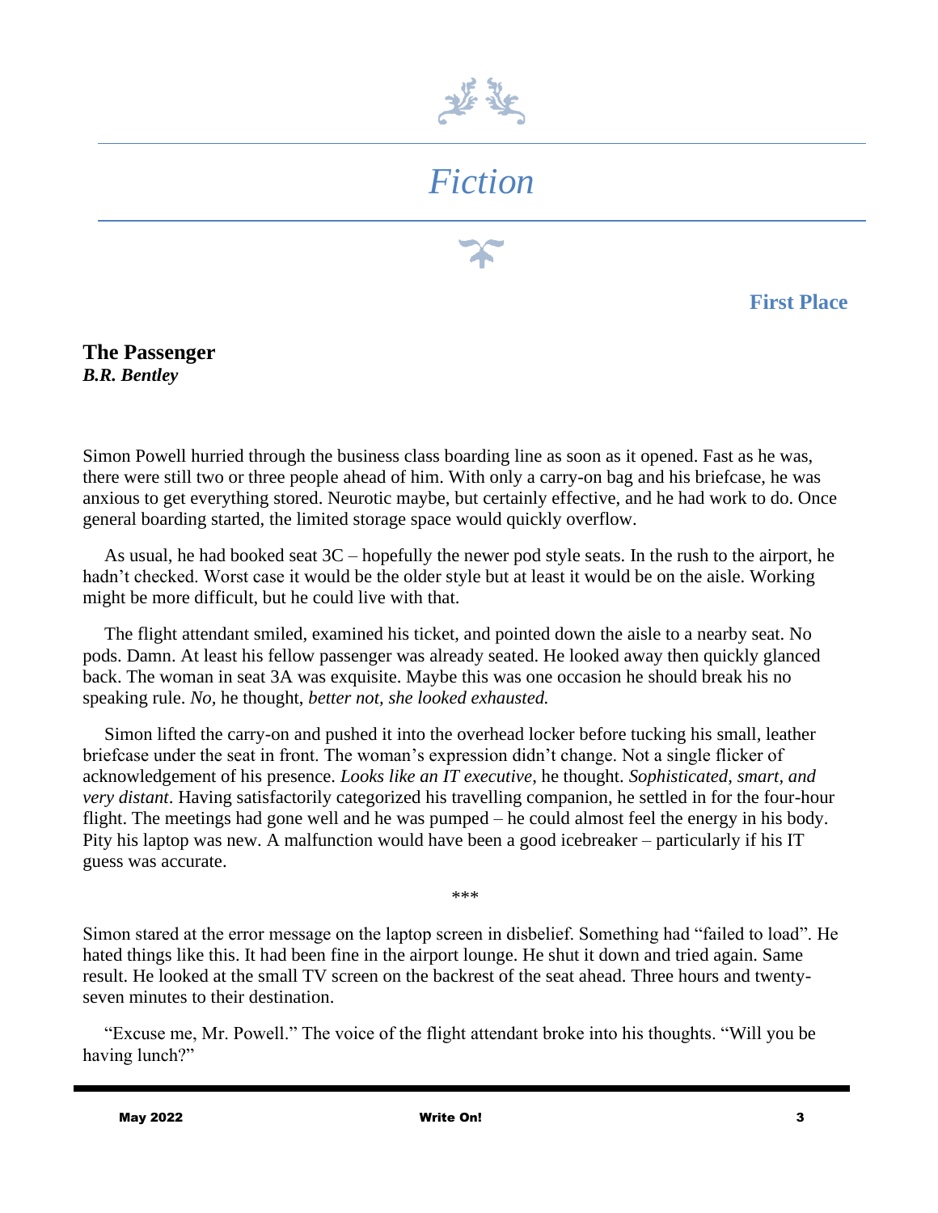# *Fiction*

**First Place**

## The Passenger

***B.R. Bentley***

Simon Powell hurried through the business class boarding line as soon as it opened. Fast as he was, there were still two or three people ahead of him. With only a carry-on bag and his briefcase, he was anxious to get everything stored. Neurotic maybe, but certainly effective, and he had work to do. Once general boarding started, the limited storage space would quickly overflow.

As usual, he had booked seat 3C – hopefully the newer pod style seats. In the rush to the airport, he hadn't checked. Worst case it would be the older style but at least it would be on the aisle. Working might be more difficult, but he could live with that.

The flight attendant smiled, examined his ticket, and pointed down the aisle to a nearby seat. No pods. Damn. At least his fellow passenger was already seated. He looked away then quickly glanced back. The woman in seat 3A was exquisite. Maybe this was one occasion he should break his no speaking rule. *No,* he thought, *better not, she looked exhausted.*

Simon lifted the carry-on and pushed it into the overhead locker before tucking his small, leather briefcase under the seat in front. The woman's expression didn't change. Not a single flicker of acknowledgement of his presence. *Looks like an IT executive*, he thought. *Sophisticated, smart, and very distant*. Having satisfactorily categorized his travelling companion, he settled in for the four-hour flight. The meetings had gone well and he was pumped – he could almost feel the energy in his body. Pity his laptop was new. A malfunction would have been a good icebreaker – particularly if his IT guess was accurate.

\*\*\*

Simon stared at the error message on the laptop screen in disbelief. Something had "failed to load". He hated things like this. It had been fine in the airport lounge. He shut it down and tried again. Same result. He looked at the small TV screen on the backrest of the seat ahead. Three hours and twenty-seven minutes to their destination.

"Excuse me, Mr. Powell." The voice of the flight attendant broke into his thoughts. "Will you be having lunch?"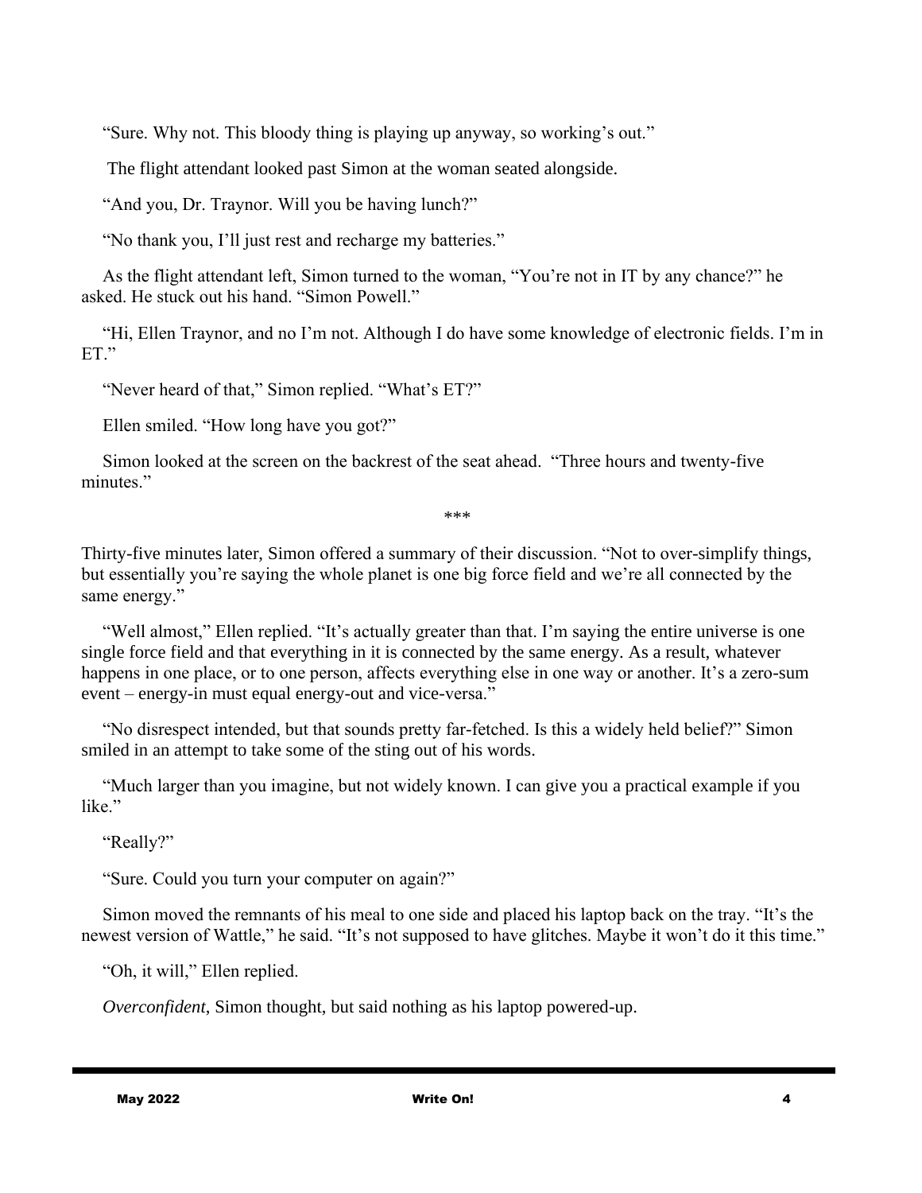"Sure. Why not. This bloody thing is playing up anyway, so working's out."

The flight attendant looked past Simon at the woman seated alongside.

"And you, Dr. Traynor. Will you be having lunch?"

"No thank you, I'll just rest and recharge my batteries."

As the flight attendant left, Simon turned to the woman, "You're not in IT by any chance?" he asked. He stuck out his hand. "Simon Powell."

"Hi, Ellen Traynor, and no I'm not. Although I do have some knowledge of electronic fields. I'm in ET."

"Never heard of that," Simon replied. "What's ET?"

Ellen smiled. "How long have you got?"

Simon looked at the screen on the backrest of the seat ahead. "Three hours and twenty-five minutes."

***

Thirty-five minutes later, Simon offered a summary of their discussion. "Not to over-simplify things, but essentially you're saying the whole planet is one big force field and we're all connected by the same energy."

"Well almost," Ellen replied. "It's actually greater than that. I'm saying the entire universe is one single force field and that everything in it is connected by the same energy. As a result, whatever happens in one place, or to one person, affects everything else in one way or another. It's a zero-sum event – energy-in must equal energy-out and vice-versa."

"No disrespect intended, but that sounds pretty far-fetched. Is this a widely held belief?" Simon smiled in an attempt to take some of the sting out of his words.

"Much larger than you imagine, but not widely known. I can give you a practical example if you like."

"Really?"

"Sure. Could you turn your computer on again?"

Simon moved the remnants of his meal to one side and placed his laptop back on the tray. "It's the newest version of Wattle," he said. "It's not supposed to have glitches. Maybe it won't do it this time."

"Oh, it will," Ellen replied.

*Overconfident*, Simon thought, but said nothing as his laptop powered-up.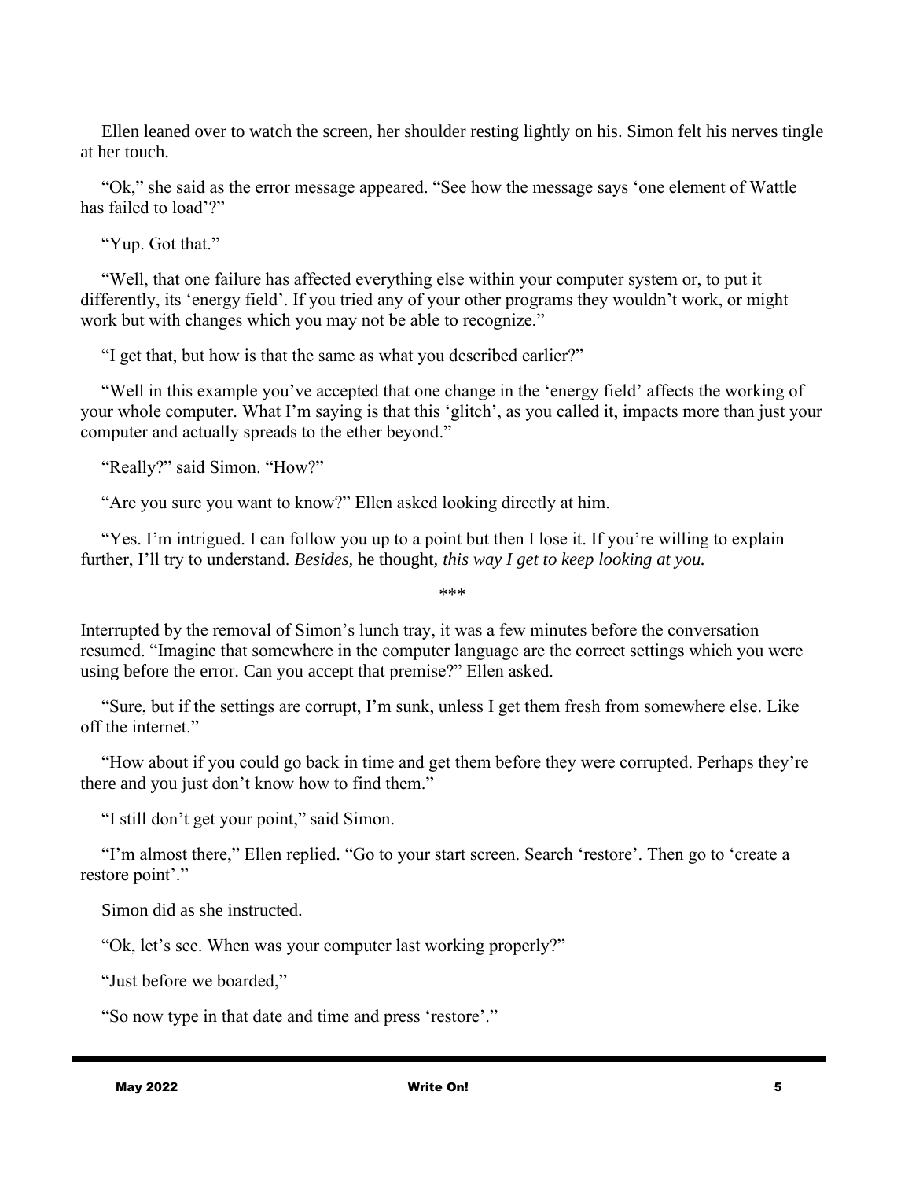Ellen leaned over to watch the screen, her shoulder resting lightly on his. Simon felt his nerves tingle at her touch.

"Ok," she said as the error message appeared. "See how the message says 'one element of Wattle has failed to load'?"

"Yup. Got that."

"Well, that one failure has affected everything else within your computer system or, to put it differently, its 'energy field'. If you tried any of your other programs they wouldn't work, or might work but with changes which you may not be able to recognize."

"I get that, but how is that the same as what you described earlier?"

"Well in this example you've accepted that one change in the 'energy field' affects the working of your whole computer. What I'm saying is that this 'glitch', as you called it, impacts more than just your computer and actually spreads to the ether beyond."

"Really?" said Simon. "How?"

"Are you sure you want to know?" Ellen asked looking directly at him.

"Yes. I'm intrigued. I can follow you up to a point but then I lose it. If you're willing to explain further, I'll try to understand. *Besides,* he thought, *this way I get to keep looking at you.*

\*\*\*

Interrupted by the removal of Simon's lunch tray, it was a few minutes before the conversation resumed. "Imagine that somewhere in the computer language are the correct settings which you were using before the error. Can you accept that premise?" Ellen asked.

"Sure, but if the settings are corrupt, I'm sunk, unless I get them fresh from somewhere else. Like off the internet."

"How about if you could go back in time and get them before they were corrupted. Perhaps they're there and you just don't know how to find them."

"I still don't get your point," said Simon.

"I'm almost there," Ellen replied. "Go to your start screen. Search 'restore'. Then go to 'create a restore point'."

Simon did as she instructed.

"Ok, let's see. When was your computer last working properly?"

"Just before we boarded,"

"So now type in that date and time and press 'restore'."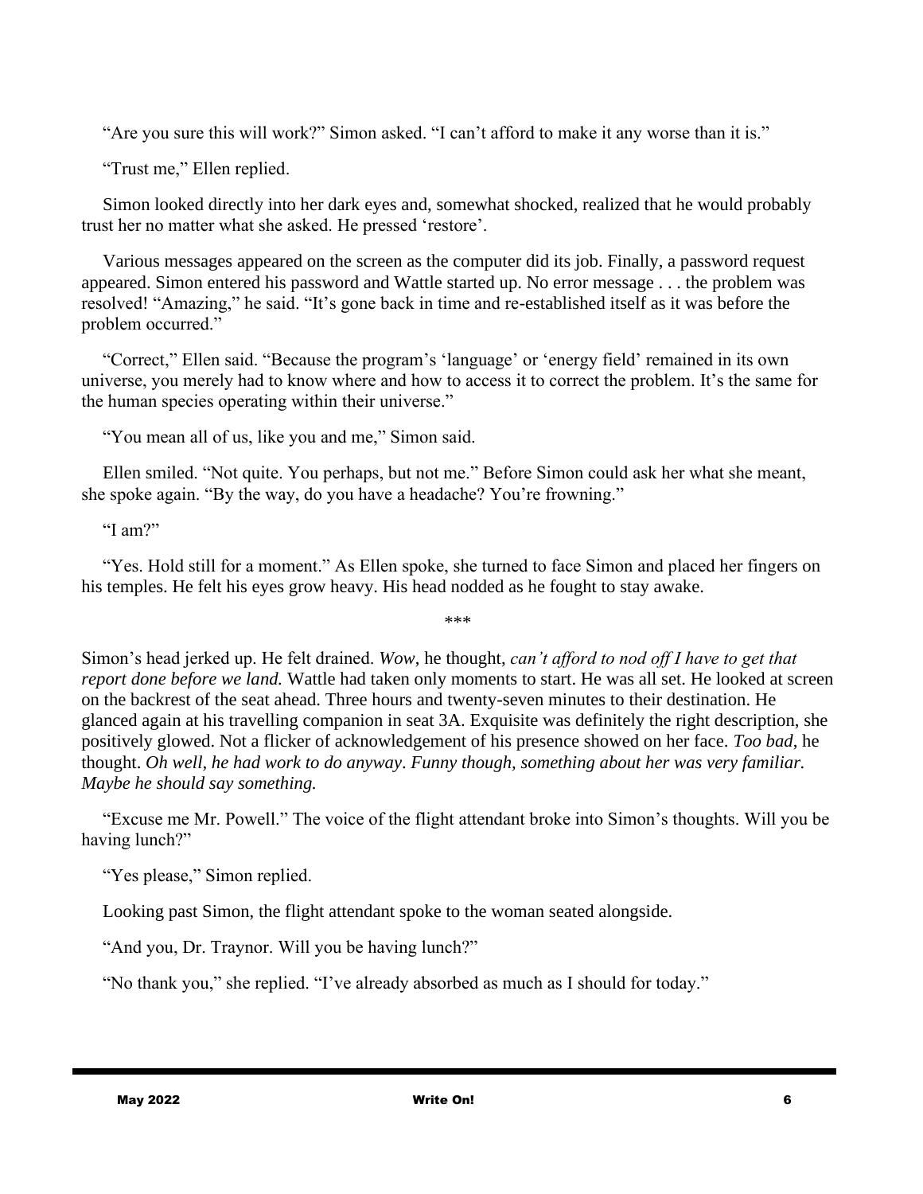"Are you sure this will work?" Simon asked. "I can't afford to make it any worse than it is."

"Trust me," Ellen replied.

Simon looked directly into her dark eyes and, somewhat shocked, realized that he would probably trust her no matter what she asked. He pressed 'restore'.

Various messages appeared on the screen as the computer did its job. Finally, a password request appeared. Simon entered his password and Wattle started up. No error message . . . the problem was resolved! "Amazing," he said. "It's gone back in time and re-established itself as it was before the problem occurred."

"Correct," Ellen said. "Because the program's 'language' or 'energy field' remained in its own universe, you merely had to know where and how to access it to correct the problem. It's the same for the human species operating within their universe."

"You mean all of us, like you and me," Simon said.

Ellen smiled. "Not quite. You perhaps, but not me." Before Simon could ask her what she meant, she spoke again. "By the way, do you have a headache? You're frowning."

"I am?"

"Yes. Hold still for a moment." As Ellen spoke, she turned to face Simon and placed her fingers on his temples. He felt his eyes grow heavy. His head nodded as he fought to stay awake.

***

Simon's head jerked up. He felt drained. *Wow*, he thought, *can't afford to nod off I have to get that report done before we land.* Wattle had taken only moments to start. He was all set. He looked at screen on the backrest of the seat ahead. Three hours and twenty-seven minutes to their destination. He glanced again at his travelling companion in seat 3A. Exquisite was definitely the right description, she positively glowed. Not a flicker of acknowledgement of his presence showed on her face. *Too bad*, he thought. *Oh well, he had work to do anyway. Funny though, something about her was very familiar. Maybe he should say something.*

"Excuse me Mr. Powell." The voice of the flight attendant broke into Simon's thoughts. Will you be having lunch?"

"Yes please," Simon replied.

Looking past Simon, the flight attendant spoke to the woman seated alongside.

"And you, Dr. Traynor. Will you be having lunch?"

"No thank you," she replied. "I've already absorbed as much as I should for today."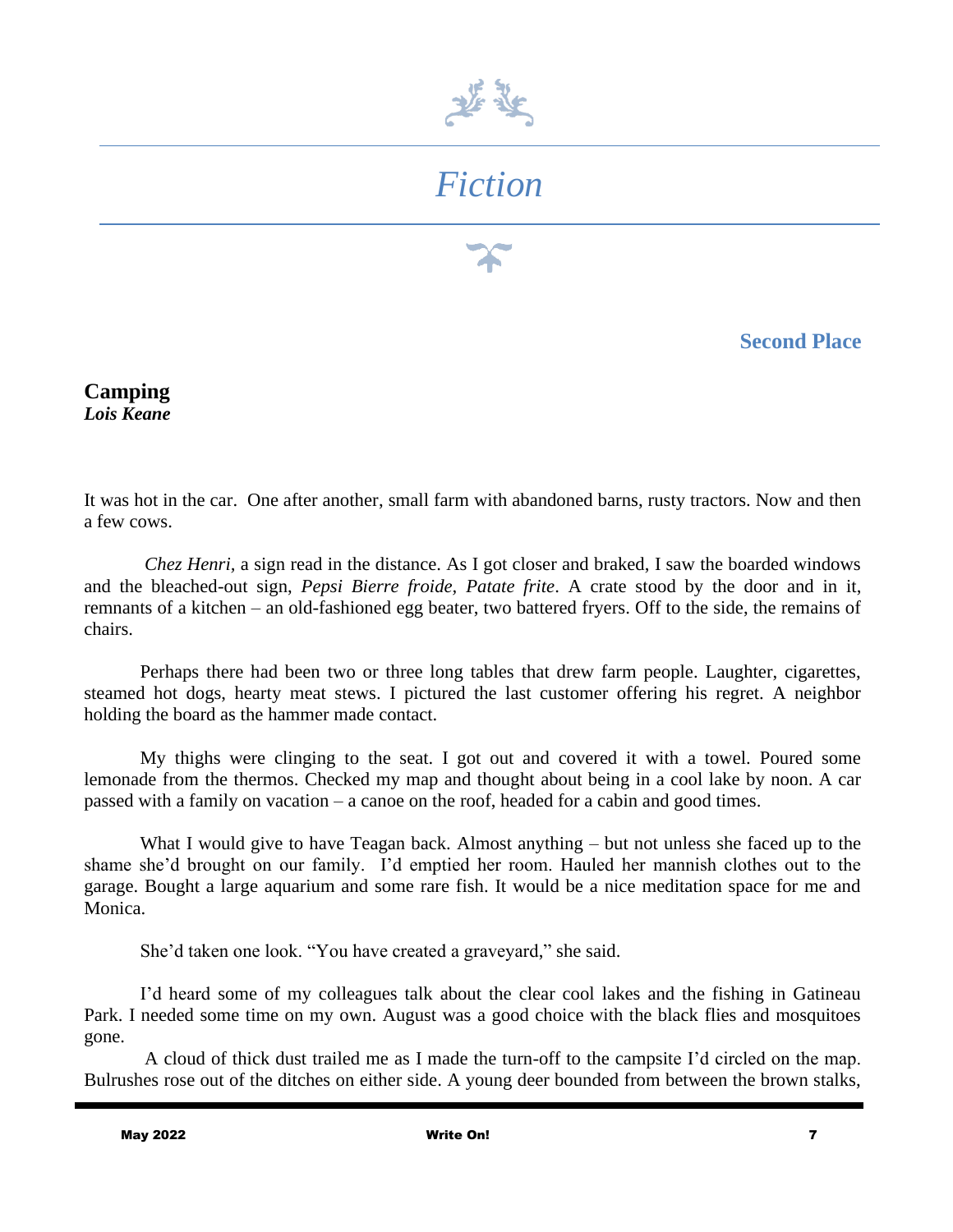# *Fiction*

**Second Place**

## Camping

***Lois Keane***

It was hot in the car. One after another, small farm with abandoned barns, rusty tractors. Now and then a few cows.

*Chez Henri*, a sign read in the distance. As I got closer and braked, I saw the boarded windows and the bleached-out sign, *Pepsi Bierre froide, Patate frite*. A crate stood by the door and in it, remnants of a kitchen – an old-fashioned egg beater, two battered fryers. Off to the side, the remains of chairs.

Perhaps there had been two or three long tables that drew farm people. Laughter, cigarettes, steamed hot dogs, hearty meat stews. I pictured the last customer offering his regret. A neighbor holding the board as the hammer made contact.

My thighs were clinging to the seat. I got out and covered it with a towel. Poured some lemonade from the thermos. Checked my map and thought about being in a cool lake by noon. A car passed with a family on vacation – a canoe on the roof, headed for a cabin and good times.

What I would give to have Teagan back. Almost anything – but not unless she faced up to the shame she'd brought on our family. I'd emptied her room. Hauled her mannish clothes out to the garage. Bought a large aquarium and some rare fish. It would be a nice meditation space for me and Monica.

She'd taken one look. "You have created a graveyard," she said.

I'd heard some of my colleagues talk about the clear cool lakes and the fishing in Gatineau Park. I needed some time on my own. August was a good choice with the black flies and mosquitoes gone.

A cloud of thick dust trailed me as I made the turn-off to the campsite I'd circled on the map. Bulrushes rose out of the ditches on either side. A young deer bounded from between the brown stalks,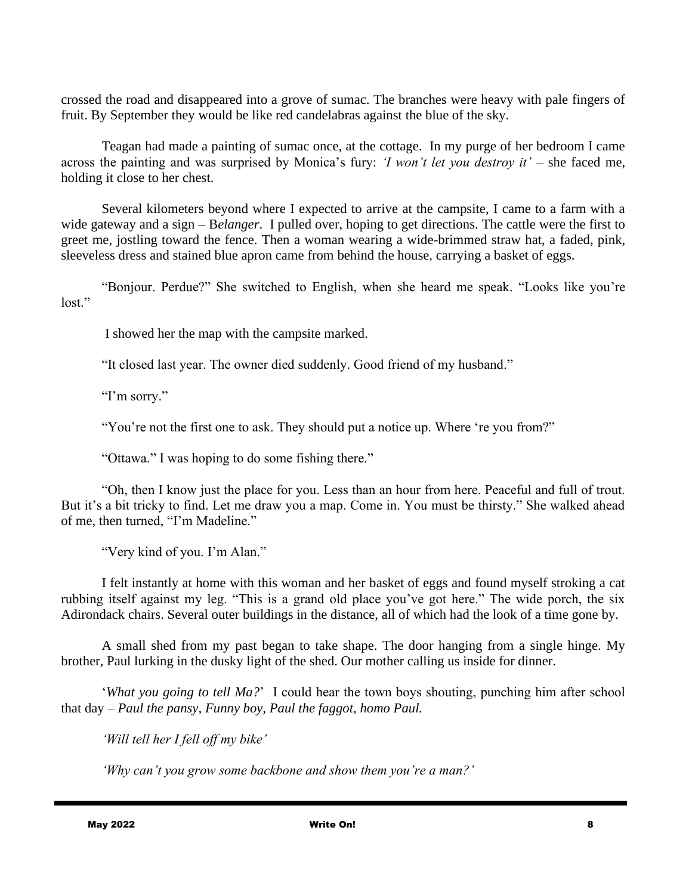crossed the road and disappeared into a grove of sumac. The branches were heavy with pale fingers of fruit. By September they would be like red candelabras against the blue of the sky.

Teagan had made a painting of sumac once, at the cottage. In my purge of her bedroom I came across the painting and was surprised by Monica's fury: *'I won't let you destroy it'* – she faced me, holding it close to her chest.

Several kilometers beyond where I expected to arrive at the campsite, I came to a farm with a wide gateway and a sign – B*elanger*. I pulled over, hoping to get directions. The cattle were the first to greet me, jostling toward the fence. Then a woman wearing a wide-brimmed straw hat, a faded, pink, sleeveless dress and stained blue apron came from behind the house, carrying a basket of eggs.

"Bonjour. Perdue?" She switched to English, when she heard me speak. "Looks like you're lost."

I showed her the map with the campsite marked.

"It closed last year. The owner died suddenly. Good friend of my husband."

"I'm sorry."

"You're not the first one to ask. They should put a notice up. Where 're you from?"

"Ottawa." I was hoping to do some fishing there."

"Oh, then I know just the place for you. Less than an hour from here. Peaceful and full of trout. But it's a bit tricky to find. Let me draw you a map. Come in. You must be thirsty." She walked ahead of me, then turned, "I'm Madeline."

"Very kind of you. I'm Alan."

I felt instantly at home with this woman and her basket of eggs and found myself stroking a cat rubbing itself against my leg. "This is a grand old place you've got here." The wide porch, the six Adirondack chairs. Several outer buildings in the distance, all of which had the look of a time gone by.

A small shed from my past began to take shape. The door hanging from a single hinge. My brother, Paul lurking in the dusky light of the shed. Our mother calling us inside for dinner.

'*What you going to tell Ma?*' I could hear the town boys shouting, punching him after school that day – ***Paul the pansy, Funny boy, Paul the faggot, homo Paul.***

*'Will tell her I fell off my bike'*

*'Why can't you grow some backbone and show them you're a man?'*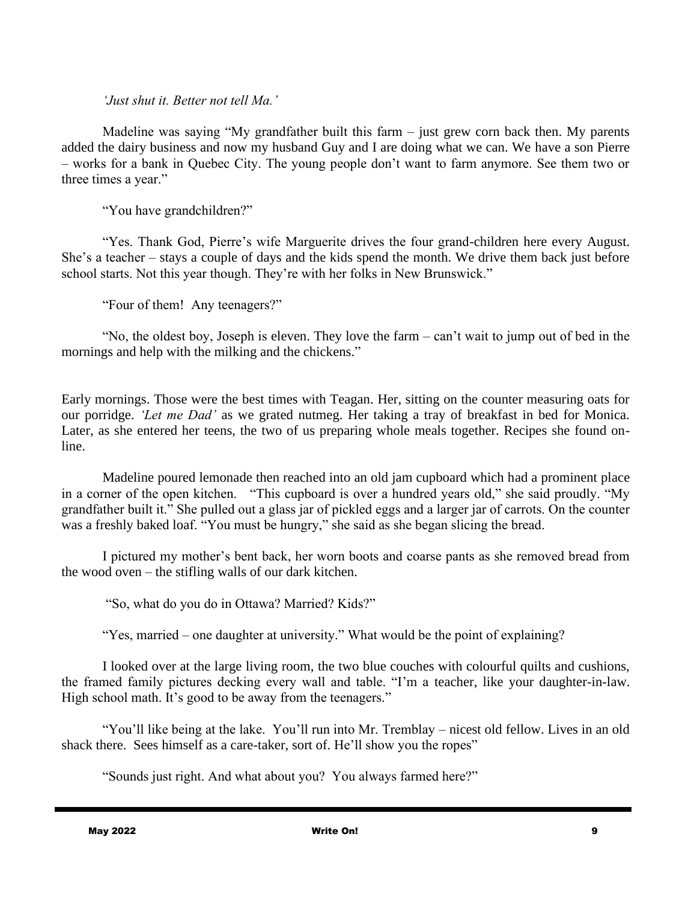*'Just shut it. Better not tell Ma.'*

Madeline was saying "My grandfather built this farm – just grew corn back then. My parents added the dairy business and now my husband Guy and I are doing what we can. We have a son Pierre – works for a bank in Quebec City. The young people don't want to farm anymore. See them two or three times a year."

"You have grandchildren?"

"Yes. Thank God, Pierre's wife Marguerite drives the four grand-children here every August. She's a teacher – stays a couple of days and the kids spend the month. We drive them back just before school starts. Not this year though. They're with her folks in New Brunswick."

"Four of them! Any teenagers?"

"No, the oldest boy, Joseph is eleven. They love the farm – can't wait to jump out of bed in the mornings and help with the milking and the chickens."

Early mornings. Those were the best times with Teagan. Her, sitting on the counter measuring oats for our porridge. *'Let me Dad'* as we grated nutmeg. Her taking a tray of breakfast in bed for Monica. Later, as she entered her teens, the two of us preparing whole meals together. Recipes she found on-line.

Madeline poured lemonade then reached into an old jam cupboard which had a prominent place in a corner of the open kitchen. "This cupboard is over a hundred years old," she said proudly. "My grandfather built it." She pulled out a glass jar of pickled eggs and a larger jar of carrots. On the counter was a freshly baked loaf. "You must be hungry," she said as she began slicing the bread.

I pictured my mother's bent back, her worn boots and coarse pants as she removed bread from the wood oven – the stifling walls of our dark kitchen.

"So, what do you do in Ottawa? Married? Kids?"

"Yes, married – one daughter at university." What would be the point of explaining?

I looked over at the large living room, the two blue couches with colourful quilts and cushions, the framed family pictures decking every wall and table. "I'm a teacher, like your daughter-in-law. High school math. It's good to be away from the teenagers."

"You'll like being at the lake. You'll run into Mr. Tremblay – nicest old fellow. Lives in an old shack there. Sees himself as a care-taker, sort of. He'll show you the ropes"

"Sounds just right. And what about you? You always farmed here?"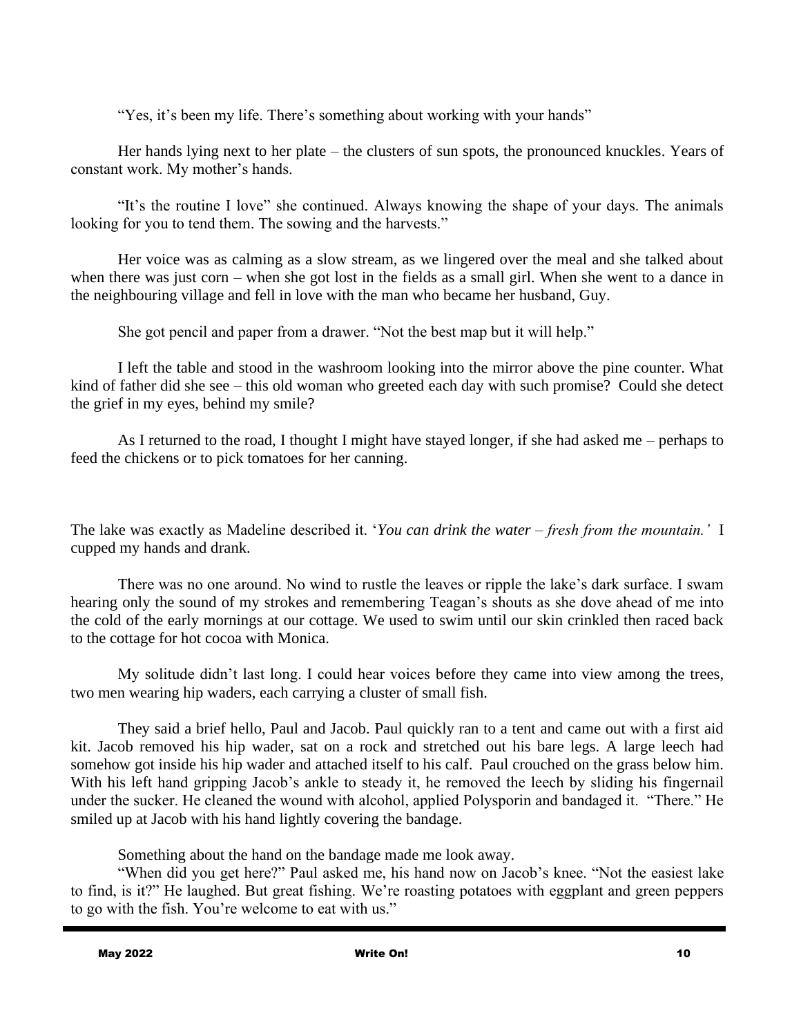"Yes, it's been my life. There's something about working with your hands"

Her hands lying next to her plate – the clusters of sun spots, the pronounced knuckles. Years of constant work. My mother's hands.

"It's the routine I love" she continued. Always knowing the shape of your days. The animals looking for you to tend them. The sowing and the harvests."

Her voice was as calming as a slow stream, as we lingered over the meal and she talked about when there was just corn – when she got lost in the fields as a small girl. When she went to a dance in the neighbouring village and fell in love with the man who became her husband, Guy.

She got pencil and paper from a drawer. "Not the best map but it will help."

I left the table and stood in the washroom looking into the mirror above the pine counter. What kind of father did she see – this old woman who greeted each day with such promise? Could she detect the grief in my eyes, behind my smile?

As I returned to the road, I thought I might have stayed longer, if she had asked me – perhaps to feed the chickens or to pick tomatoes for her canning.

The lake was exactly as Madeline described it. '*You can drink the water – fresh from the mountain.'* I cupped my hands and drank.

There was no one around. No wind to rustle the leaves or ripple the lake's dark surface. I swam hearing only the sound of my strokes and remembering Teagan's shouts as she dove ahead of me into the cold of the early mornings at our cottage. We used to swim until our skin crinkled then raced back to the cottage for hot cocoa with Monica.

My solitude didn't last long. I could hear voices before they came into view among the trees, two men wearing hip waders, each carrying a cluster of small fish.

They said a brief hello, Paul and Jacob. Paul quickly ran to a tent and came out with a first aid kit. Jacob removed his hip wader, sat on a rock and stretched out his bare legs. A large leech had somehow got inside his hip wader and attached itself to his calf. Paul crouched on the grass below him. With his left hand gripping Jacob's ankle to steady it, he removed the leech by sliding his fingernail under the sucker. He cleaned the wound with alcohol, applied Polysporin and bandaged it. "There." He smiled up at Jacob with his hand lightly covering the bandage.

Something about the hand on the bandage made me look away.

"When did you get here?" Paul asked me, his hand now on Jacob's knee. "Not the easiest lake to find, is it?" He laughed. But great fishing. We're roasting potatoes with eggplant and green peppers to go with the fish. You're welcome to eat with us."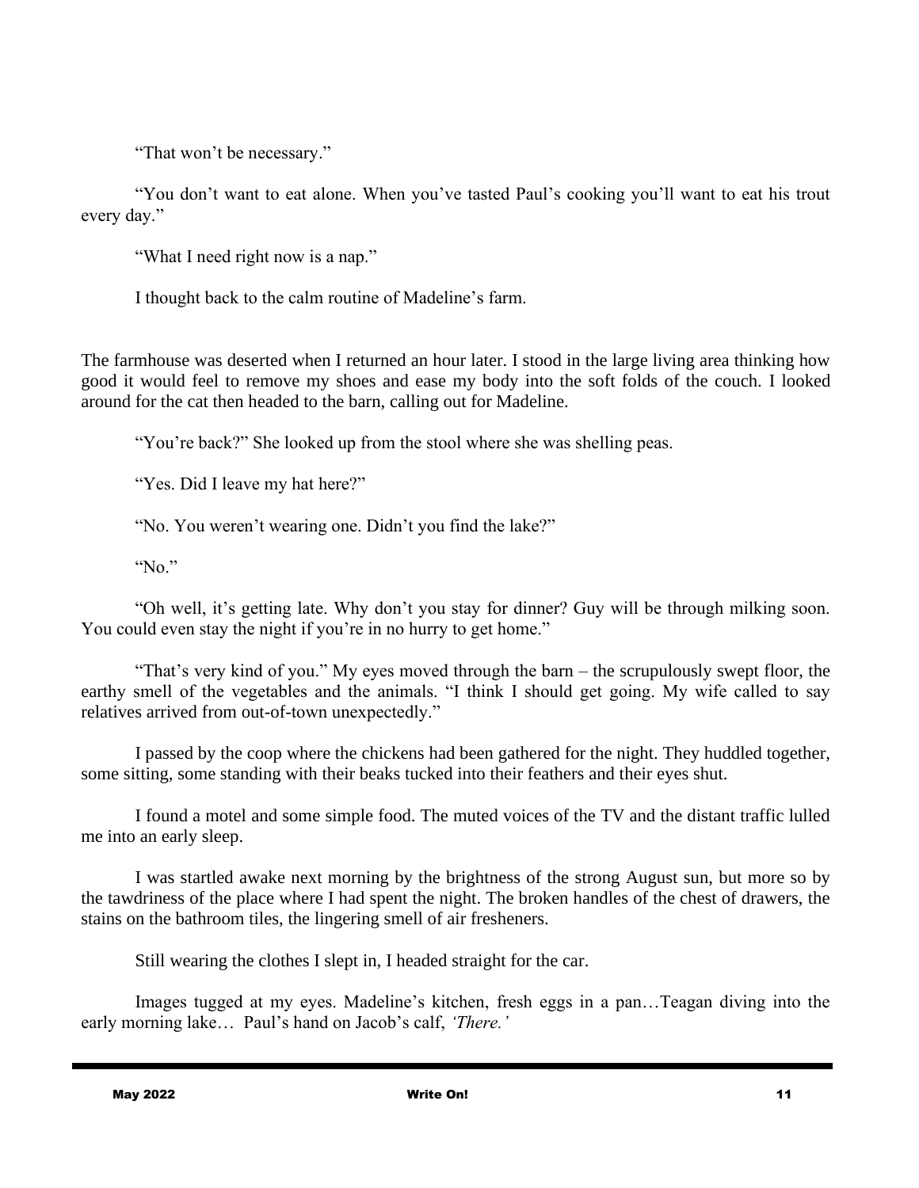"That won't be necessary."

"You don't want to eat alone. When you've tasted Paul's cooking you'll want to eat his trout every day."

"What I need right now is a nap."

I thought back to the calm routine of Madeline's farm.

The farmhouse was deserted when I returned an hour later. I stood in the large living area thinking how good it would feel to remove my shoes and ease my body into the soft folds of the couch. I looked around for the cat then headed to the barn, calling out for Madeline.

"You're back?" She looked up from the stool where she was shelling peas.

"Yes. Did I leave my hat here?"

"No. You weren't wearing one. Didn't you find the lake?"

"No."

"Oh well, it's getting late. Why don't you stay for dinner? Guy will be through milking soon. You could even stay the night if you're in no hurry to get home."

"That's very kind of you." My eyes moved through the barn – the scrupulously swept floor, the earthy smell of the vegetables and the animals. "I think I should get going. My wife called to say relatives arrived from out-of-town unexpectedly."

I passed by the coop where the chickens had been gathered for the night. They huddled together, some sitting, some standing with their beaks tucked into their feathers and their eyes shut.

I found a motel and some simple food. The muted voices of the TV and the distant traffic lulled me into an early sleep.

I was startled awake next morning by the brightness of the strong August sun, but more so by the tawdriness of the place where I had spent the night. The broken handles of the chest of drawers, the stains on the bathroom tiles, the lingering smell of air fresheners.

Still wearing the clothes I slept in, I headed straight for the car.

Images tugged at my eyes. Madeline's kitchen, fresh eggs in a pan…Teagan diving into the early morning lake… Paul's hand on Jacob's calf, *'There.'*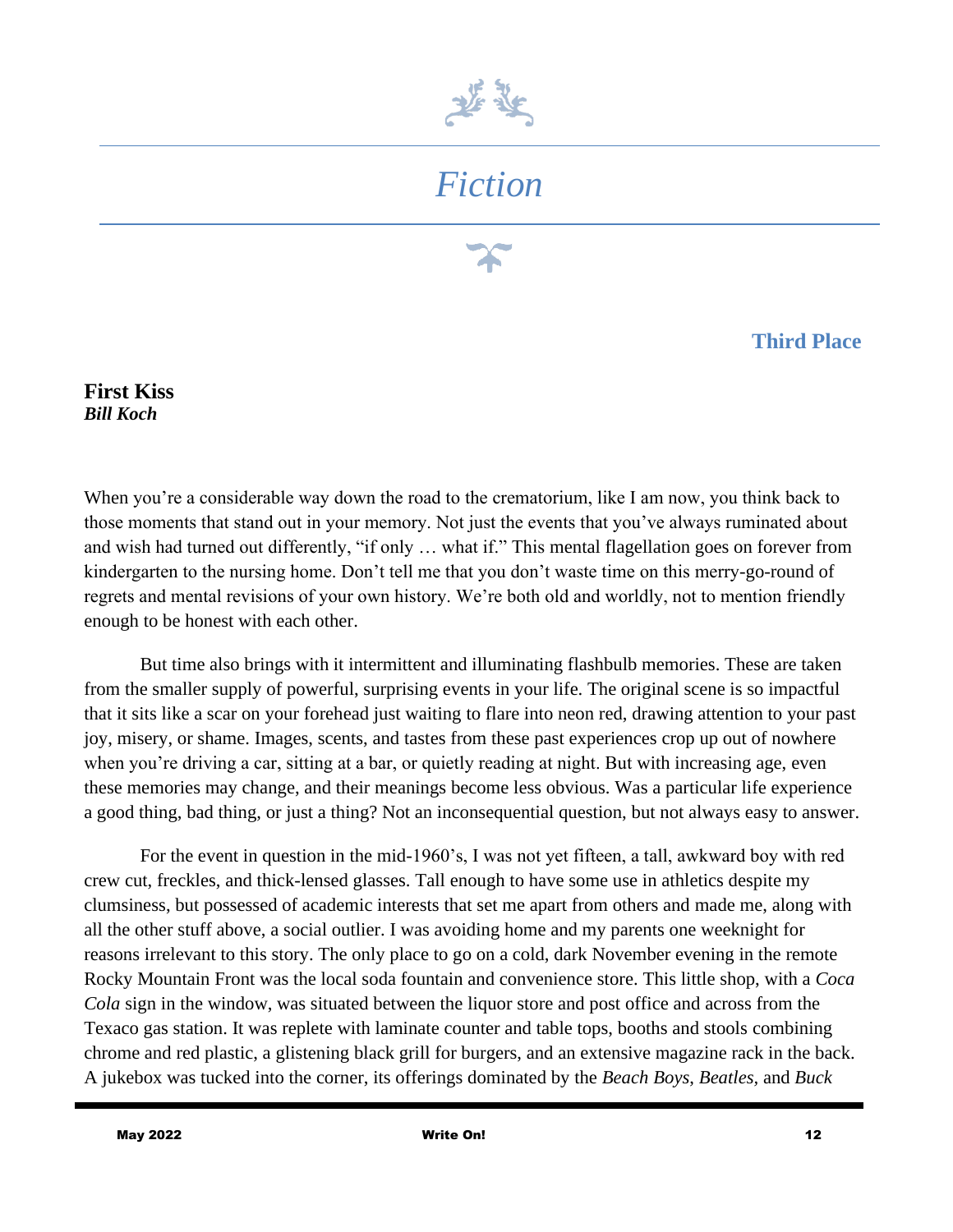# *Fiction*

**Third Place**

**First Kiss**
***Bill Koch***

When you're a considerable way down the road to the crematorium, like I am now, you think back to those moments that stand out in your memory. Not just the events that you've always ruminated about and wish had turned out differently, "if only … what if." This mental flagellation goes on forever from kindergarten to the nursing home. Don't tell me that you don't waste time on this merry-go-round of regrets and mental revisions of your own history. We're both old and worldly, not to mention friendly enough to be honest with each other.

But time also brings with it intermittent and illuminating flashbulb memories. These are taken from the smaller supply of powerful, surprising events in your life. The original scene is so impactful that it sits like a scar on your forehead just waiting to flare into neon red, drawing attention to your past joy, misery, or shame. Images, scents, and tastes from these past experiences crop up out of nowhere when you're driving a car, sitting at a bar, or quietly reading at night. But with increasing age, even these memories may change, and their meanings become less obvious. Was a particular life experience a good thing, bad thing, or just a thing? Not an inconsequential question, but not always easy to answer.

For the event in question in the mid-1960's, I was not yet fifteen, a tall, awkward boy with red crew cut, freckles, and thick-lensed glasses. Tall enough to have some use in athletics despite my clumsiness, but possessed of academic interests that set me apart from others and made me, along with all the other stuff above, a social outlier. I was avoiding home and my parents one weeknight for reasons irrelevant to this story. The only place to go on a cold, dark November evening in the remote Rocky Mountain Front was the local soda fountain and convenience store. This little shop, with a *Coca Cola* sign in the window, was situated between the liquor store and post office and across from the Texaco gas station. It was replete with laminate counter and table tops, booths and stools combining chrome and red plastic, a glistening black grill for burgers, and an extensive magazine rack in the back. A jukebox was tucked into the corner, its offerings dominated by the *Beach Boys*, *Beatles,* and *Buck*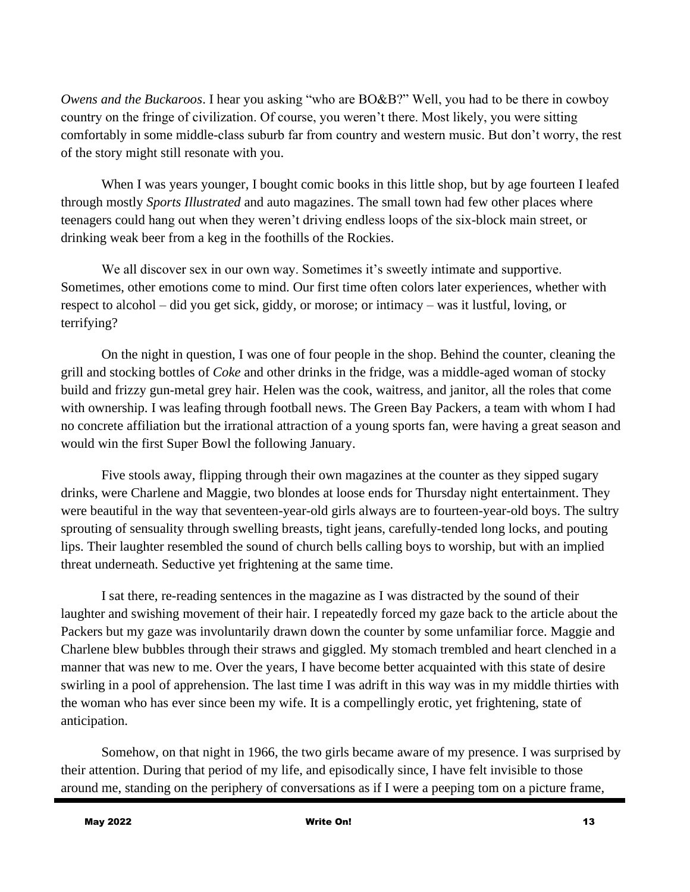*Owens and the Buckaroos*. I hear you asking "who are BO&B?" Well, you had to be there in cowboy country on the fringe of civilization. Of course, you weren't there. Most likely, you were sitting comfortably in some middle-class suburb far from country and western music. But don't worry, the rest of the story might still resonate with you.

When I was years younger, I bought comic books in this little shop, but by age fourteen I leafed through mostly *Sports Illustrated* and auto magazines. The small town had few other places where teenagers could hang out when they weren't driving endless loops of the six-block main street, or drinking weak beer from a keg in the foothills of the Rockies.

We all discover sex in our own way. Sometimes it's sweetly intimate and supportive. Sometimes, other emotions come to mind. Our first time often colors later experiences, whether with respect to alcohol – did you get sick, giddy, or morose; or intimacy – was it lustful, loving, or terrifying?

On the night in question, I was one of four people in the shop. Behind the counter, cleaning the grill and stocking bottles of *Coke* and other drinks in the fridge, was a middle-aged woman of stocky build and frizzy gun-metal grey hair. Helen was the cook, waitress, and janitor, all the roles that come with ownership. I was leafing through football news. The Green Bay Packers, a team with whom I had no concrete affiliation but the irrational attraction of a young sports fan, were having a great season and would win the first Super Bowl the following January.

Five stools away, flipping through their own magazines at the counter as they sipped sugary drinks, were Charlene and Maggie, two blondes at loose ends for Thursday night entertainment. They were beautiful in the way that seventeen-year-old girls always are to fourteen-year-old boys. The sultry sprouting of sensuality through swelling breasts, tight jeans, carefully-tended long locks, and pouting lips. Their laughter resembled the sound of church bells calling boys to worship, but with an implied threat underneath. Seductive yet frightening at the same time.

I sat there, re-reading sentences in the magazine as I was distracted by the sound of their laughter and swishing movement of their hair. I repeatedly forced my gaze back to the article about the Packers but my gaze was involuntarily drawn down the counter by some unfamiliar force. Maggie and Charlene blew bubbles through their straws and giggled. My stomach trembled and heart clenched in a manner that was new to me. Over the years, I have become better acquainted with this state of desire swirling in a pool of apprehension. The last time I was adrift in this way was in my middle thirties with the woman who has ever since been my wife. It is a compellingly erotic, yet frightening, state of anticipation.

Somehow, on that night in 1966, the two girls became aware of my presence. I was surprised by their attention. During that period of my life, and episodically since, I have felt invisible to those around me, standing on the periphery of conversations as if I were a peeping tom on a picture frame,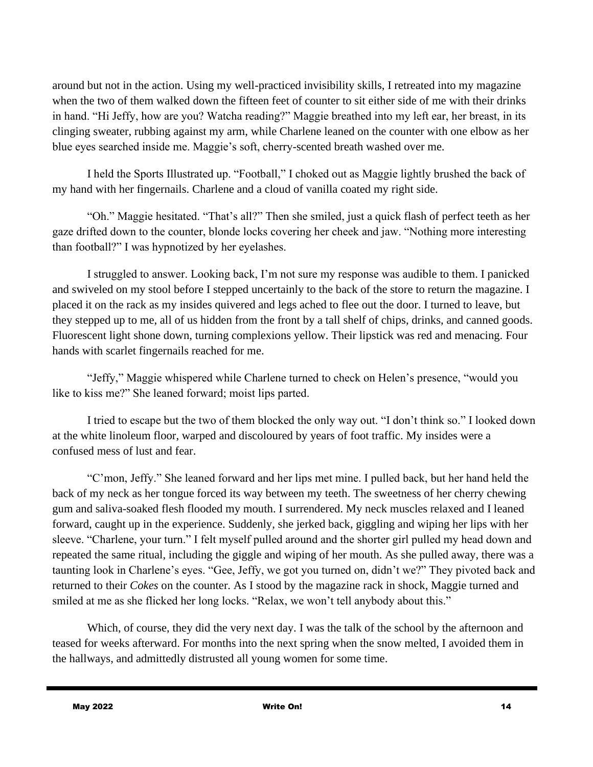around but not in the action. Using my well-practiced invisibility skills, I retreated into my magazine when the two of them walked down the fifteen feet of counter to sit either side of me with their drinks in hand. "Hi Jeffy, how are you? Watcha reading?" Maggie breathed into my left ear, her breast, in its clinging sweater, rubbing against my arm, while Charlene leaned on the counter with one elbow as her blue eyes searched inside me. Maggie's soft, cherry-scented breath washed over me.

I held the Sports Illustrated up. "Football," I choked out as Maggie lightly brushed the back of my hand with her fingernails. Charlene and a cloud of vanilla coated my right side.

"Oh." Maggie hesitated. "That's all?" Then she smiled, just a quick flash of perfect teeth as her gaze drifted down to the counter, blonde locks covering her cheek and jaw. "Nothing more interesting than football?" I was hypnotized by her eyelashes.

I struggled to answer. Looking back, I'm not sure my response was audible to them. I panicked and swiveled on my stool before I stepped uncertainly to the back of the store to return the magazine. I placed it on the rack as my insides quivered and legs ached to flee out the door. I turned to leave, but they stepped up to me, all of us hidden from the front by a tall shelf of chips, drinks, and canned goods. Fluorescent light shone down, turning complexions yellow. Their lipstick was red and menacing. Four hands with scarlet fingernails reached for me.

"Jeffy," Maggie whispered while Charlene turned to check on Helen's presence, "would you like to kiss me?" She leaned forward; moist lips parted.

I tried to escape but the two of them blocked the only way out. "I don't think so." I looked down at the white linoleum floor, warped and discoloured by years of foot traffic. My insides were a confused mess of lust and fear.

"C'mon, Jeffy." She leaned forward and her lips met mine. I pulled back, but her hand held the back of my neck as her tongue forced its way between my teeth. The sweetness of her cherry chewing gum and saliva-soaked flesh flooded my mouth. I surrendered. My neck muscles relaxed and I leaned forward, caught up in the experience. Suddenly, she jerked back, giggling and wiping her lips with her sleeve. "Charlene, your turn." I felt myself pulled around and the shorter girl pulled my head down and repeated the same ritual, including the giggle and wiping of her mouth. As she pulled away, there was a taunting look in Charlene's eyes. "Gee, Jeffy, we got you turned on, didn't we?" They pivoted back and returned to their *Cokes* on the counter. As I stood by the magazine rack in shock, Maggie turned and smiled at me as she flicked her long locks. "Relax, we won't tell anybody about this."

Which, of course, they did the very next day. I was the talk of the school by the afternoon and teased for weeks afterward. For months into the next spring when the snow melted, I avoided them in the hallways, and admittedly distrusted all young women for some time.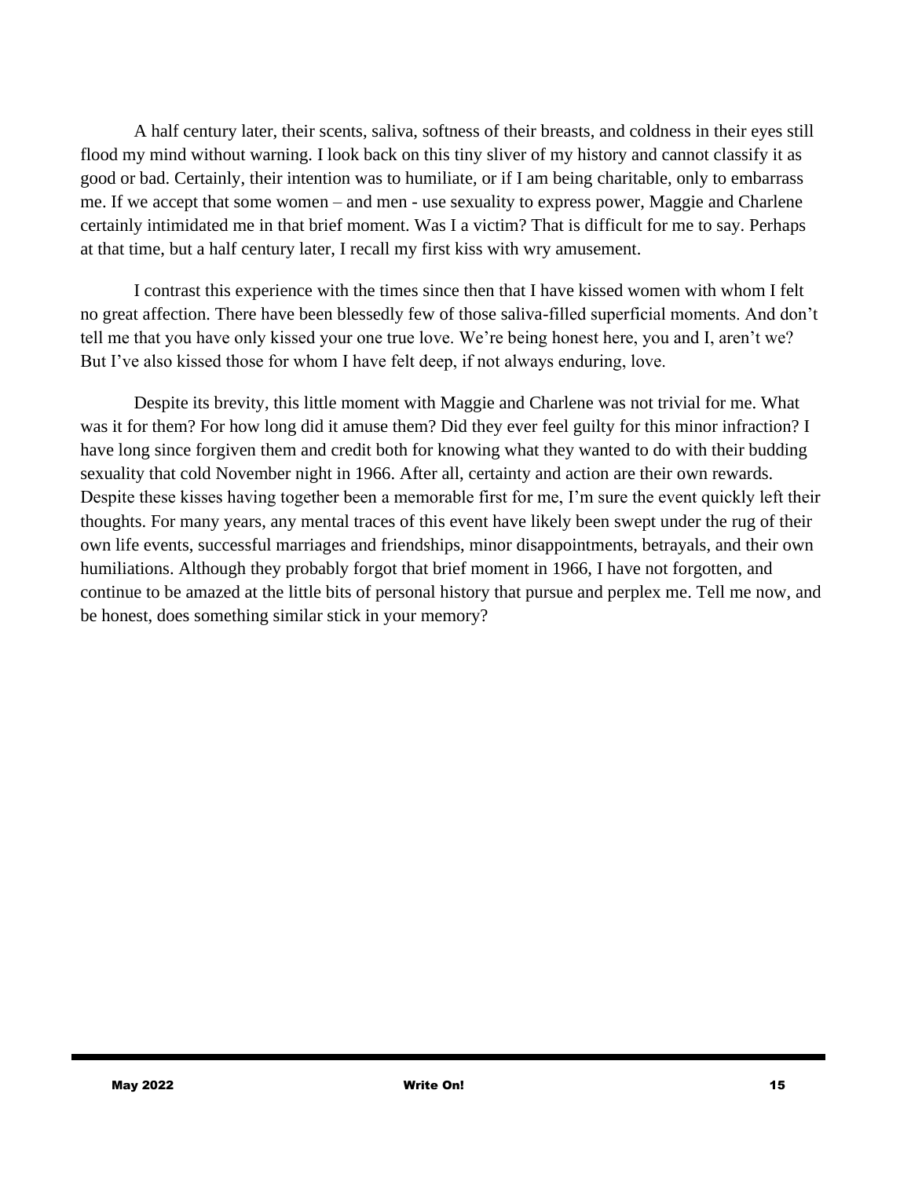A half century later, their scents, saliva, softness of their breasts, and coldness in their eyes still flood my mind without warning. I look back on this tiny sliver of my history and cannot classify it as good or bad. Certainly, their intention was to humiliate, or if I am being charitable, only to embarrass me. If we accept that some women – and men - use sexuality to express power, Maggie and Charlene certainly intimidated me in that brief moment. Was I a victim? That is difficult for me to say. Perhaps at that time, but a half century later, I recall my first kiss with wry amusement.

I contrast this experience with the times since then that I have kissed women with whom I felt no great affection. There have been blessedly few of those saliva-filled superficial moments. And don't tell me that you have only kissed your one true love. We're being honest here, you and I, aren't we? But I've also kissed those for whom I have felt deep, if not always enduring, love.

Despite its brevity, this little moment with Maggie and Charlene was not trivial for me. What was it for them? For how long did it amuse them? Did they ever feel guilty for this minor infraction? I have long since forgiven them and credit both for knowing what they wanted to do with their budding sexuality that cold November night in 1966. After all, certainty and action are their own rewards. Despite these kisses having together been a memorable first for me, I'm sure the event quickly left their thoughts. For many years, any mental traces of this event have likely been swept under the rug of their own life events, successful marriages and friendships, minor disappointments, betrayals, and their own humiliations. Although they probably forgot that brief moment in 1966, I have not forgotten, and continue to be amazed at the little bits of personal history that pursue and perplex me. Tell me now, and be honest, does something similar stick in your memory?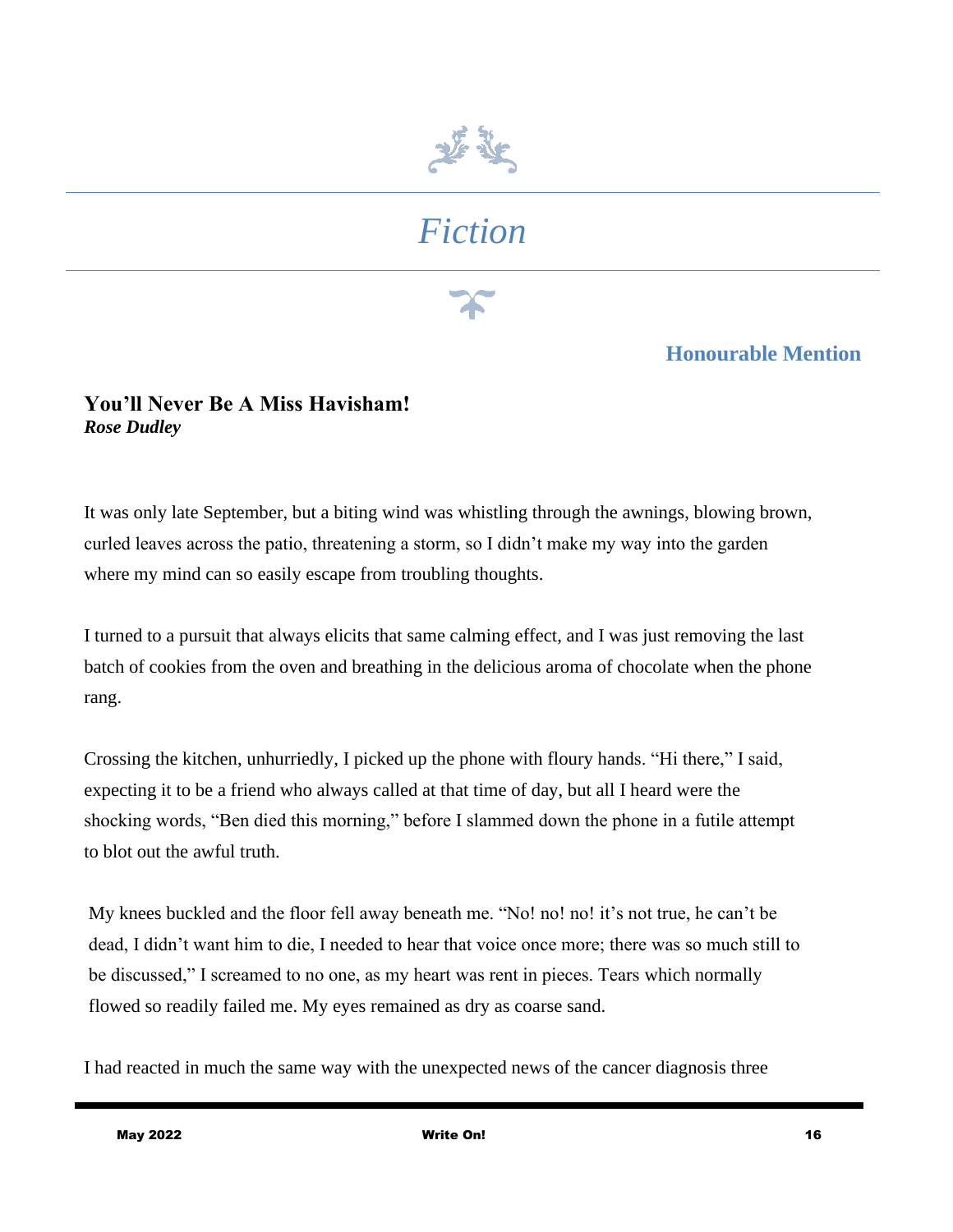# *Fiction*

**Honourable Mention**

**You'll Never Be A Miss Havisham!**
***Rose Dudley***

It was only late September, but a biting wind was whistling through the awnings, blowing brown, curled leaves across the patio, threatening a storm, so I didn't make my way into the garden where my mind can so easily escape from troubling thoughts.

I turned to a pursuit that always elicits that same calming effect, and I was just removing the last batch of cookies from the oven and breathing in the delicious aroma of chocolate when the phone rang.

Crossing the kitchen, unhurriedly, I picked up the phone with floury hands. "Hi there," I said, expecting it to be a friend who always called at that time of day, but all I heard were the shocking words, "Ben died this morning," before I slammed down the phone in a futile attempt to blot out the awful truth.

My knees buckled and the floor fell away beneath me. "No! no! no! it's not true, he can't be dead, I didn't want him to die, I needed to hear that voice once more; there was so much still to be discussed," I screamed to no one, as my heart was rent in pieces. Tears which normally flowed so readily failed me. My eyes remained as dry as coarse sand.

I had reacted in much the same way with the unexpected news of the cancer diagnosis three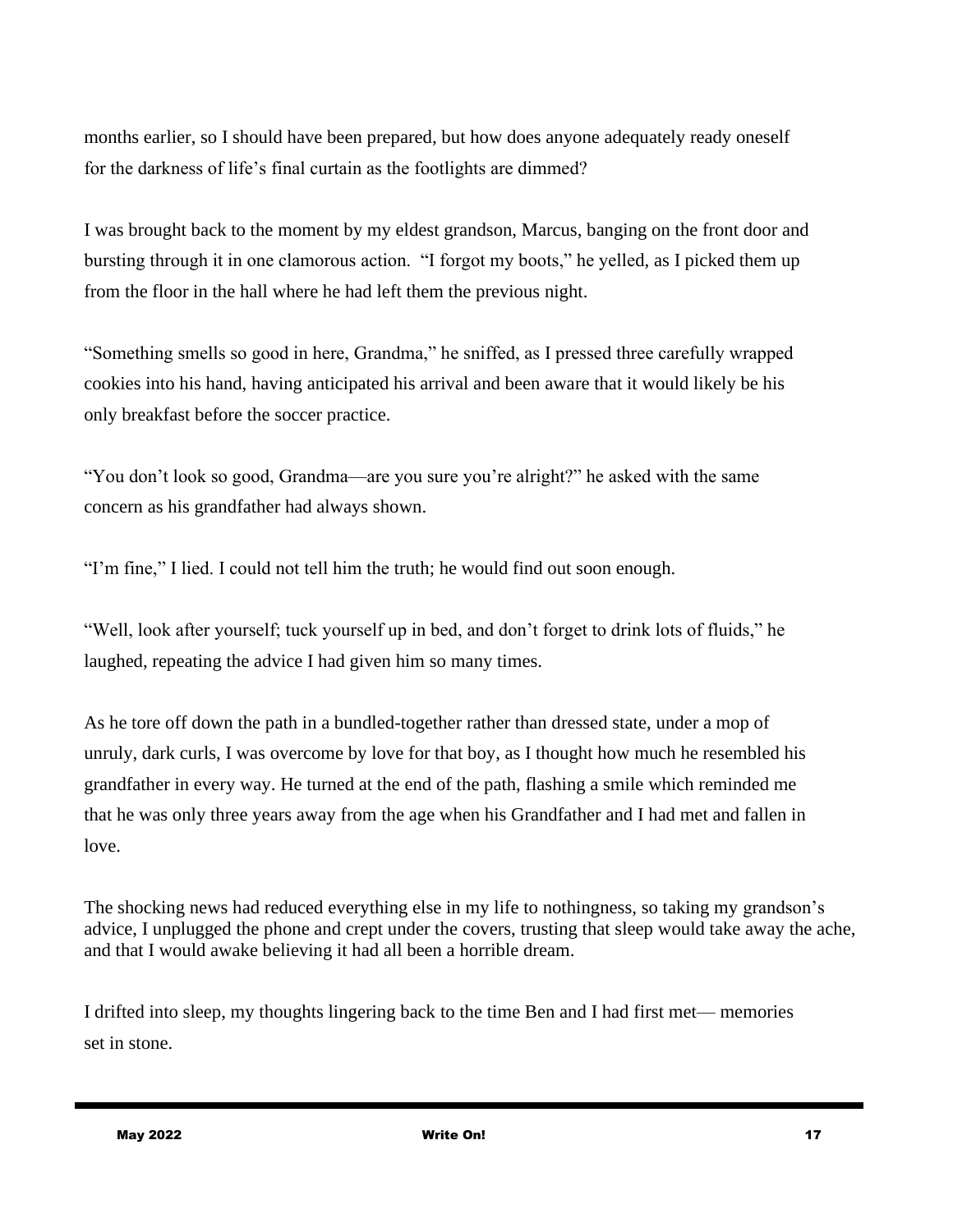months earlier, so I should have been prepared, but how does anyone adequately ready oneself for the darkness of life's final curtain as the footlights are dimmed?

I was brought back to the moment by my eldest grandson, Marcus, banging on the front door and bursting through it in one clamorous action.  "I forgot my boots," he yelled, as I picked them up from the floor in the hall where he had left them the previous night.

"Something smells so good in here, Grandma," he sniffed, as I pressed three carefully wrapped cookies into his hand, having anticipated his arrival and been aware that it would likely be his only breakfast before the soccer practice.

"You don't look so good, Grandma—are you sure you're alright?" he asked with the same concern as his grandfather had always shown.

"I'm fine," I lied. I could not tell him the truth; he would find out soon enough.

"Well, look after yourself; tuck yourself up in bed, and don't forget to drink lots of fluids," he laughed, repeating the advice I had given him so many times.

As he tore off down the path in a bundled-together rather than dressed state, under a mop of unruly, dark curls, I was overcome by love for that boy, as I thought how much he resembled his grandfather in every way. He turned at the end of the path, flashing a smile which reminded me that he was only three years away from the age when his Grandfather and I had met and fallen in love.

The shocking news had reduced everything else in my life to nothingness, so taking my grandson's advice, I unplugged the phone and crept under the covers, trusting that sleep would take away the ache, and that I would awake believing it had all been a horrible dream.

I drifted into sleep, my thoughts lingering back to the time Ben and I had first met— memories set in stone.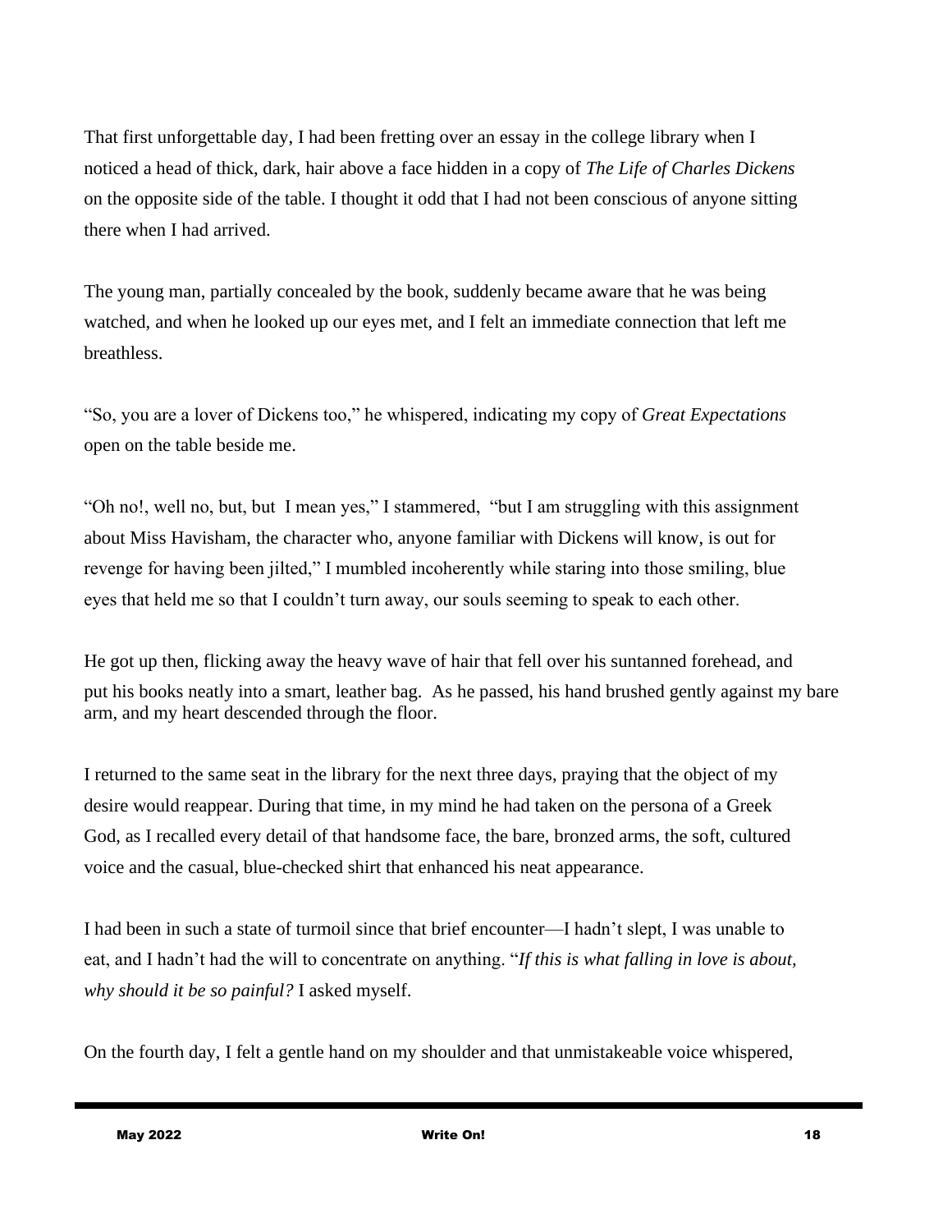That first unforgettable day, I had been fretting over an essay in the college library when I noticed a head of thick, dark, hair above a face hidden in a copy of *The Life of Charles Dickens* on the opposite side of the table. I thought it odd that I had not been conscious of anyone sitting there when I had arrived.

The young man, partially concealed by the book, suddenly became aware that he was being watched, and when he looked up our eyes met, and I felt an immediate connection that left me breathless.

"So, you are a lover of Dickens too," he whispered, indicating my copy of *Great Expectations* open on the table beside me.

"Oh no!, well no, but, but I mean yes," I stammered, "but I am struggling with this assignment about Miss Havisham, the character who, anyone familiar with Dickens will know, is out for revenge for having been jilted," I mumbled incoherently while staring into those smiling, blue eyes that held me so that I couldn't turn away, our souls seeming to speak to each other.

He got up then, flicking away the heavy wave of hair that fell over his suntanned forehead, and put his books neatly into a smart, leather bag. As he passed, his hand brushed gently against my bare arm, and my heart descended through the floor.

I returned to the same seat in the library for the next three days, praying that the object of my desire would reappear. During that time, in my mind he had taken on the persona of a Greek God, as I recalled every detail of that handsome face, the bare, bronzed arms, the soft, cultured voice and the casual, blue-checked shirt that enhanced his neat appearance.

I had been in such a state of turmoil since that brief encounter—I hadn't slept, I was unable to eat, and I hadn't had the will to concentrate on anything. "*If this is what falling in love is about, why should it be so painful?* I asked myself.

On the fourth day, I felt a gentle hand on my shoulder and that unmistakeable voice whispered,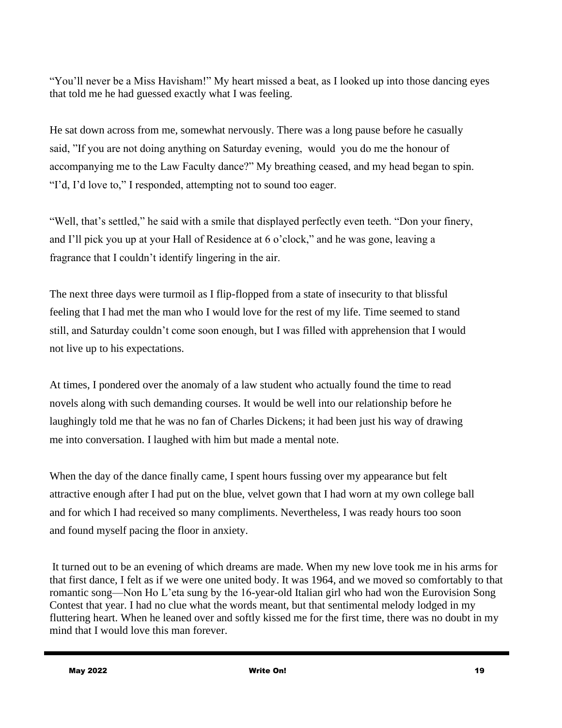"You'll never be a Miss Havisham!" My heart missed a beat, as I looked up into those dancing eyes that told me he had guessed exactly what I was feeling.

He sat down across from me, somewhat nervously. There was a long pause before he casually said, "If you are not doing anything on Saturday evening, would you do me the honour of accompanying me to the Law Faculty dance?" My breathing ceased, and my head began to spin. "I'd, I'd love to," I responded, attempting not to sound too eager.

"Well, that's settled," he said with a smile that displayed perfectly even teeth. "Don your finery, and I'll pick you up at your Hall of Residence at 6 o'clock," and he was gone, leaving a fragrance that I couldn't identify lingering in the air.

The next three days were turmoil as I flip-flopped from a state of insecurity to that blissful feeling that I had met the man who I would love for the rest of my life. Time seemed to stand still, and Saturday couldn't come soon enough, but I was filled with apprehension that I would not live up to his expectations.

At times, I pondered over the anomaly of a law student who actually found the time to read novels along with such demanding courses. It would be well into our relationship before he laughingly told me that he was no fan of Charles Dickens; it had been just his way of drawing me into conversation. I laughed with him but made a mental note.

When the day of the dance finally came, I spent hours fussing over my appearance but felt attractive enough after I had put on the blue, velvet gown that I had worn at my own college ball and for which I had received so many compliments. Nevertheless, I was ready hours too soon and found myself pacing the floor in anxiety.

It turned out to be an evening of which dreams are made. When my new love took me in his arms for that first dance, I felt as if we were one united body. It was 1964, and we moved so comfortably to that romantic song—Non Ho L'eta sung by the 16-year-old Italian girl who had won the Eurovision Song Contest that year. I had no clue what the words meant, but that sentimental melody lodged in my fluttering heart. When he leaned over and softly kissed me for the first time, there was no doubt in my mind that I would love this man forever.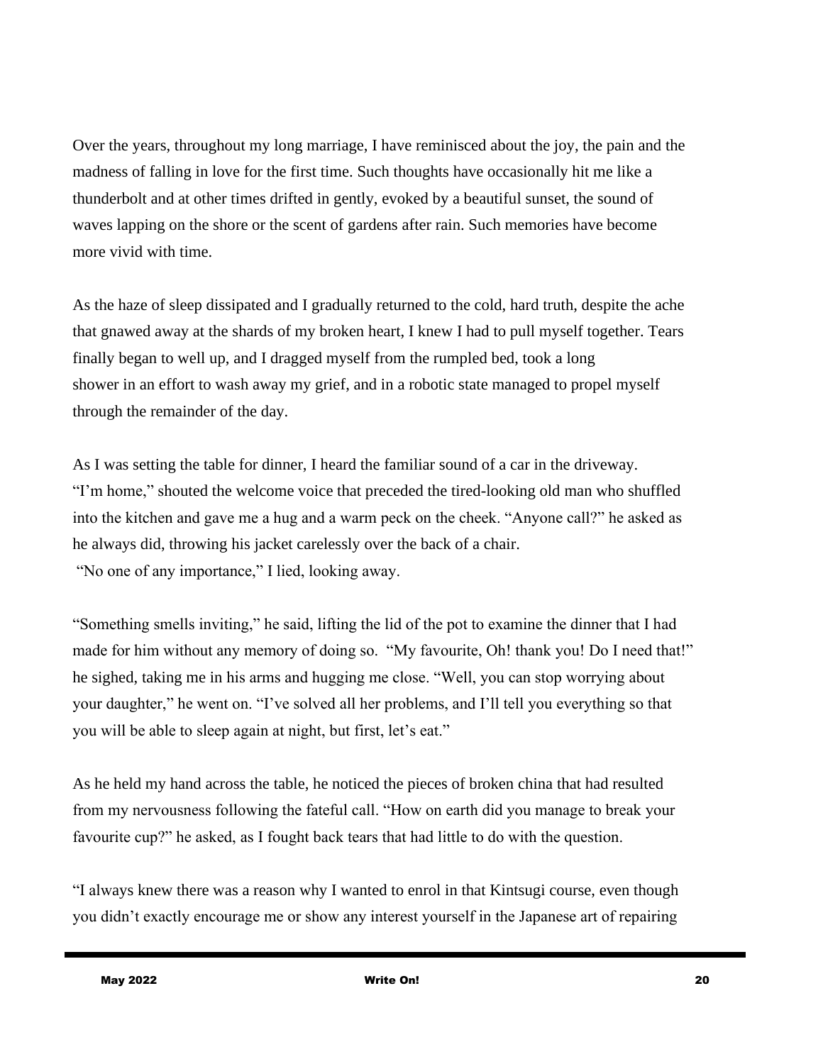Over the years, throughout my long marriage, I have reminisced about the joy, the pain and the madness of falling in love for the first time. Such thoughts have occasionally hit me like a thunderbolt and at other times drifted in gently, evoked by a beautiful sunset, the sound of waves lapping on the shore or the scent of gardens after rain. Such memories have become more vivid with time.

As the haze of sleep dissipated and I gradually returned to the cold, hard truth, despite the ache that gnawed away at the shards of my broken heart, I knew I had to pull myself together. Tears finally began to well up, and I dragged myself from the rumpled bed, took a long shower in an effort to wash away my grief, and in a robotic state managed to propel myself through the remainder of the day.

As I was setting the table for dinner, I heard the familiar sound of a car in the driveway. "I'm home," shouted the welcome voice that preceded the tired-looking old man who shuffled into the kitchen and gave me a hug and a warm peck on the cheek. "Anyone call?" he asked as he always did, throwing his jacket carelessly over the back of a chair.
"No one of any importance," I lied, looking away.

"Something smells inviting," he said, lifting the lid of the pot to examine the dinner that I had made for him without any memory of doing so. "My favourite, Oh! thank you! Do I need that!" he sighed, taking me in his arms and hugging me close. "Well, you can stop worrying about your daughter," he went on. "I've solved all her problems, and I'll tell you everything so that you will be able to sleep again at night, but first, let's eat."

As he held my hand across the table, he noticed the pieces of broken china that had resulted from my nervousness following the fateful call. "How on earth did you manage to break your favourite cup?" he asked, as I fought back tears that had little to do with the question.

"I always knew there was a reason why I wanted to enrol in that Kintsugi course, even though you didn't exactly encourage me or show any interest yourself in the Japanese art of repairing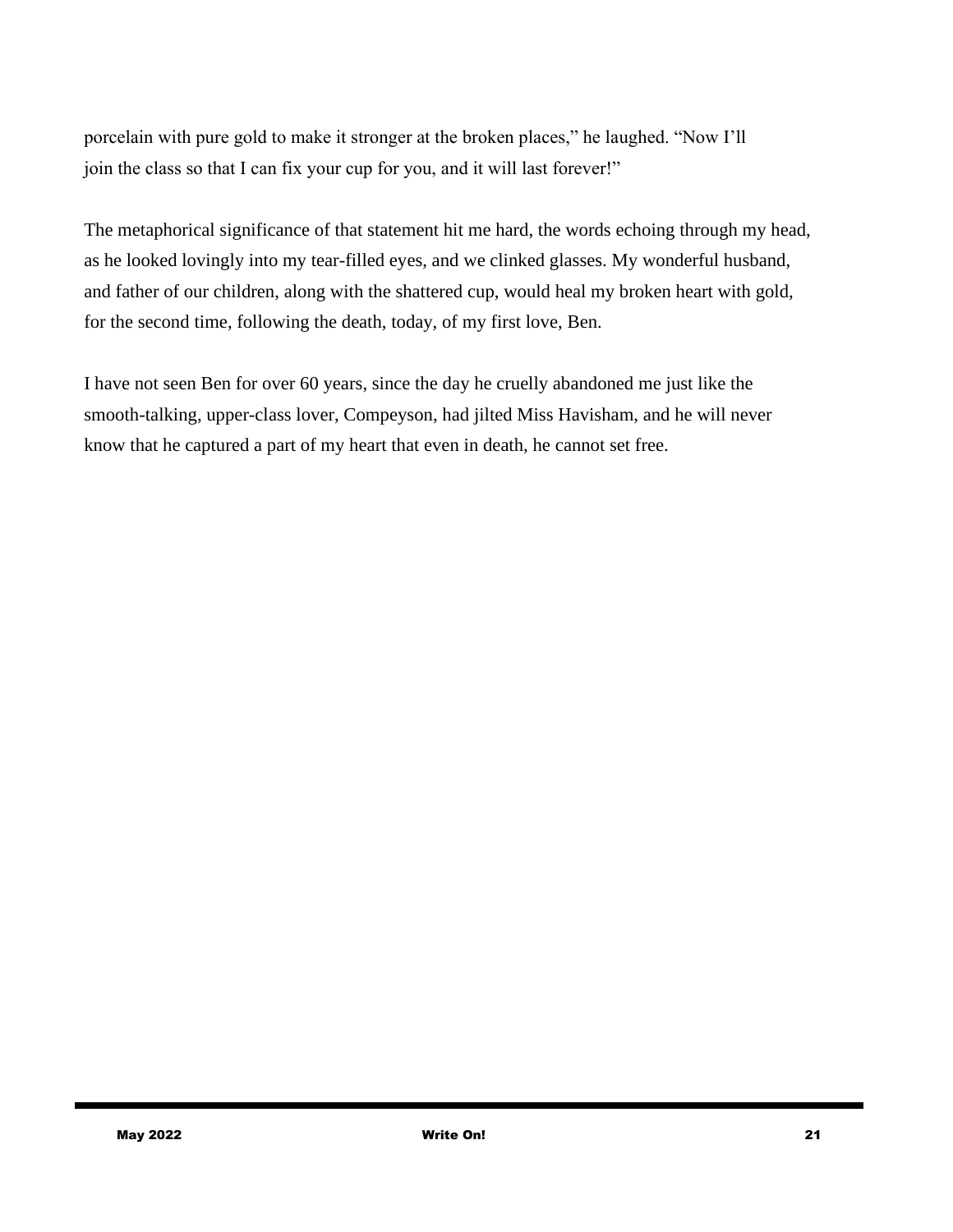porcelain with pure gold to make it stronger at the broken places," he laughed. "Now I'll join the class so that I can fix your cup for you, and it will last forever!"

The metaphorical significance of that statement hit me hard, the words echoing through my head, as he looked lovingly into my tear-filled eyes, and we clinked glasses. My wonderful husband, and father of our children, along with the shattered cup, would heal my broken heart with gold, for the second time, following the death, today, of my first love, Ben.

I have not seen Ben for over 60 years, since the day he cruelly abandoned me just like the smooth-talking, upper-class lover, Compeyson, had jilted Miss Havisham, and he will never know that he captured a part of my heart that even in death, he cannot set free.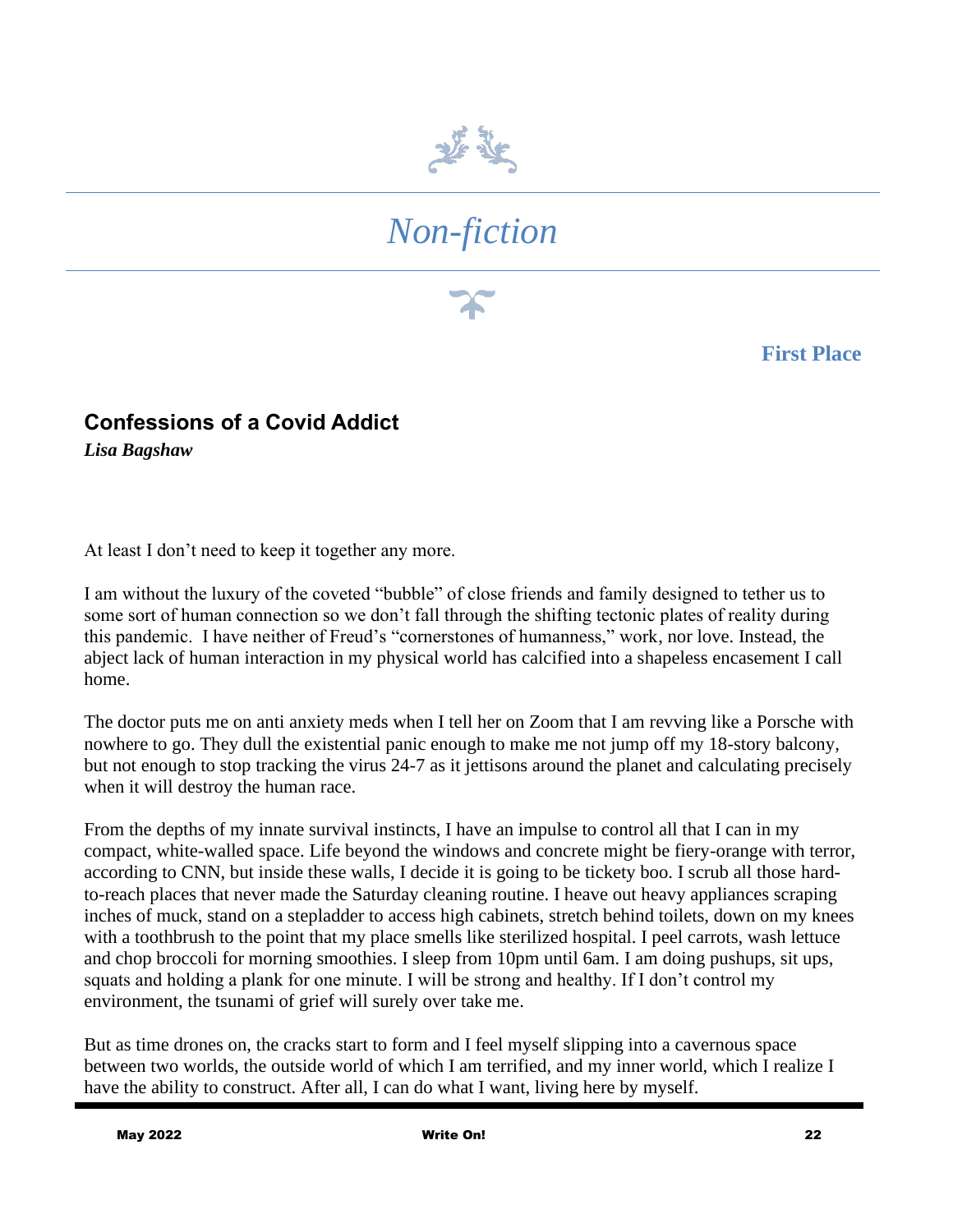# *Non-fiction*

**First Place**

## Confessions of a Covid Addict

***Lisa Bagshaw***

At least I don't need to keep it together any more.

I am without the luxury of the coveted "bubble" of close friends and family designed to tether us to some sort of human connection so we don't fall through the shifting tectonic plates of reality during this pandemic. I have neither of Freud's "cornerstones of humanness," work, nor love. Instead, the abject lack of human interaction in my physical world has calcified into a shapeless encasement I call home.

The doctor puts me on anti anxiety meds when I tell her on Zoom that I am revving like a Porsche with nowhere to go. They dull the existential panic enough to make me not jump off my 18-story balcony, but not enough to stop tracking the virus 24-7 as it jettisons around the planet and calculating precisely when it will destroy the human race.

From the depths of my innate survival instincts, I have an impulse to control all that I can in my compact, white-walled space. Life beyond the windows and concrete might be fiery-orange with terror, according to CNN, but inside these walls, I decide it is going to be tickety boo. I scrub all those hard-to-reach places that never made the Saturday cleaning routine. I heave out heavy appliances scraping inches of muck, stand on a stepladder to access high cabinets, stretch behind toilets, down on my knees with a toothbrush to the point that my place smells like sterilized hospital. I peel carrots, wash lettuce and chop broccoli for morning smoothies. I sleep from 10pm until 6am. I am doing pushups, sit ups, squats and holding a plank for one minute. I will be strong and healthy. If I don't control my environment, the tsunami of grief will surely over take me.

But as time drones on, the cracks start to form and I feel myself slipping into a cavernous space between two worlds, the outside world of which I am terrified, and my inner world, which I realize I have the ability to construct. After all, I can do what I want, living here by myself.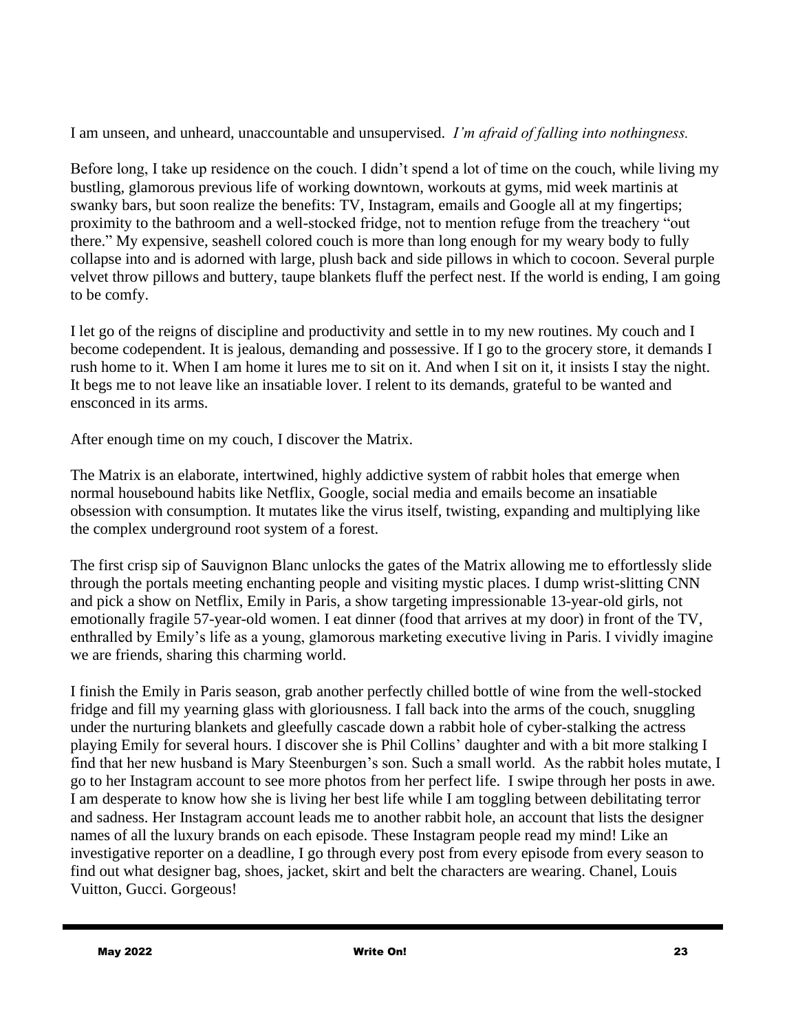I am unseen, and unheard, unaccountable and unsupervised. *I'm afraid of falling into nothingness.*

Before long, I take up residence on the couch. I didn't spend a lot of time on the couch, while living my bustling, glamorous previous life of working downtown, workouts at gyms, mid week martinis at swanky bars, but soon realize the benefits: TV, Instagram, emails and Google all at my fingertips; proximity to the bathroom and a well-stocked fridge, not to mention refuge from the treachery "out there." My expensive, seashell colored couch is more than long enough for my weary body to fully collapse into and is adorned with large, plush back and side pillows in which to cocoon. Several purple velvet throw pillows and buttery, taupe blankets fluff the perfect nest. If the world is ending, I am going to be comfy.

I let go of the reigns of discipline and productivity and settle in to my new routines. My couch and I become codependent. It is jealous, demanding and possessive. If I go to the grocery store, it demands I rush home to it. When I am home it lures me to sit on it. And when I sit on it, it insists I stay the night. It begs me to not leave like an insatiable lover. I relent to its demands, grateful to be wanted and ensconced in its arms.

After enough time on my couch, I discover the Matrix.

The Matrix is an elaborate, intertwined, highly addictive system of rabbit holes that emerge when normal housebound habits like Netflix, Google, social media and emails become an insatiable obsession with consumption. It mutates like the virus itself, twisting, expanding and multiplying like the complex underground root system of a forest.

The first crisp sip of Sauvignon Blanc unlocks the gates of the Matrix allowing me to effortlessly slide through the portals meeting enchanting people and visiting mystic places. I dump wrist-slitting CNN and pick a show on Netflix, Emily in Paris, a show targeting impressionable 13-year-old girls, not emotionally fragile 57-year-old women. I eat dinner (food that arrives at my door) in front of the TV, enthralled by Emily's life as a young, glamorous marketing executive living in Paris. I vividly imagine we are friends, sharing this charming world.

I finish the Emily in Paris season, grab another perfectly chilled bottle of wine from the well-stocked fridge and fill my yearning glass with gloriousness. I fall back into the arms of the couch, snuggling under the nurturing blankets and gleefully cascade down a rabbit hole of cyber-stalking the actress playing Emily for several hours. I discover she is Phil Collins' daughter and with a bit more stalking I find that her new husband is Mary Steenburgen's son. Such a small world. As the rabbit holes mutate, I go to her Instagram account to see more photos from her perfect life. I swipe through her posts in awe. I am desperate to know how she is living her best life while I am toggling between debilitating terror and sadness. Her Instagram account leads me to another rabbit hole, an account that lists the designer names of all the luxury brands on each episode. These Instagram people read my mind! Like an investigative reporter on a deadline, I go through every post from every episode from every season to find out what designer bag, shoes, jacket, skirt and belt the characters are wearing. Chanel, Louis Vuitton, Gucci. Gorgeous!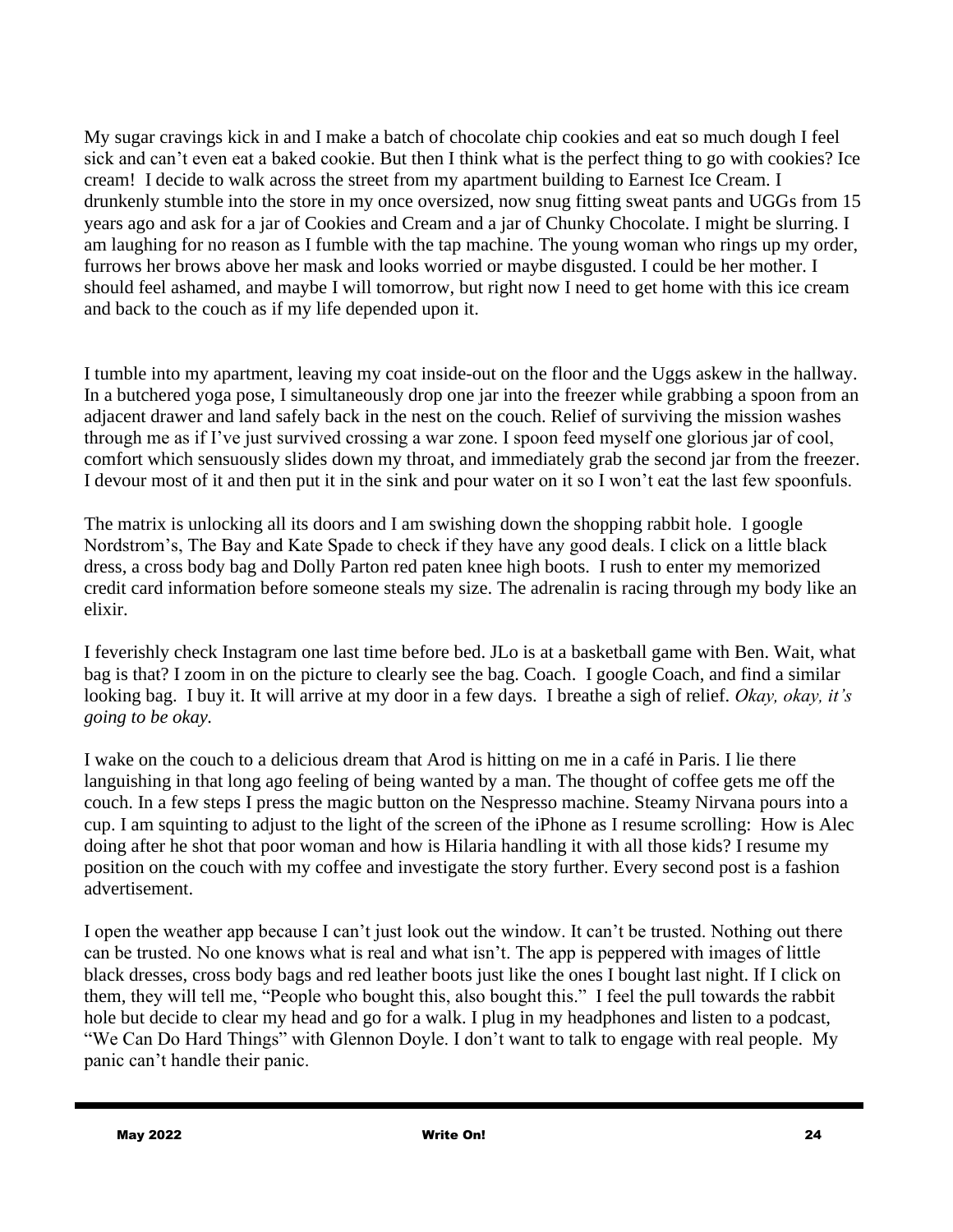My sugar cravings kick in and I make a batch of chocolate chip cookies and eat so much dough I feel sick and can't even eat a baked cookie. But then I think what is the perfect thing to go with cookies? Ice cream! I decide to walk across the street from my apartment building to Earnest Ice Cream. I drunkenly stumble into the store in my once oversized, now snug fitting sweat pants and UGGs from 15 years ago and ask for a jar of Cookies and Cream and a jar of Chunky Chocolate. I might be slurring. I am laughing for no reason as I fumble with the tap machine. The young woman who rings up my order, furrows her brows above her mask and looks worried or maybe disgusted. I could be her mother. I should feel ashamed, and maybe I will tomorrow, but right now I need to get home with this ice cream and back to the couch as if my life depended upon it.

I tumble into my apartment, leaving my coat inside-out on the floor and the Uggs askew in the hallway. In a butchered yoga pose, I simultaneously drop one jar into the freezer while grabbing a spoon from an adjacent drawer and land safely back in the nest on the couch. Relief of surviving the mission washes through me as if I've just survived crossing a war zone. I spoon feed myself one glorious jar of cool, comfort which sensuously slides down my throat, and immediately grab the second jar from the freezer. I devour most of it and then put it in the sink and pour water on it so I won't eat the last few spoonfuls.

The matrix is unlocking all its doors and I am swishing down the shopping rabbit hole. I google Nordstrom's, The Bay and Kate Spade to check if they have any good deals. I click on a little black dress, a cross body bag and Dolly Parton red paten knee high boots. I rush to enter my memorized credit card information before someone steals my size. The adrenalin is racing through my body like an elixir.

I feverishly check Instagram one last time before bed. JLo is at a basketball game with Ben. Wait, what bag is that? I zoom in on the picture to clearly see the bag. Coach. I google Coach, and find a similar looking bag. I buy it. It will arrive at my door in a few days. I breathe a sigh of relief. *Okay, okay, it's going to be okay.*

I wake on the couch to a delicious dream that Arod is hitting on me in a café in Paris. I lie there languishing in that long ago feeling of being wanted by a man. The thought of coffee gets me off the couch. In a few steps I press the magic button on the Nespresso machine. Steamy Nirvana pours into a cup. I am squinting to adjust to the light of the screen of the iPhone as I resume scrolling: How is Alec doing after he shot that poor woman and how is Hilaria handling it with all those kids? I resume my position on the couch with my coffee and investigate the story further. Every second post is a fashion advertisement.

I open the weather app because I can't just look out the window. It can't be trusted. Nothing out there can be trusted. No one knows what is real and what isn't. The app is peppered with images of little black dresses, cross body bags and red leather boots just like the ones I bought last night. If I click on them, they will tell me, "People who bought this, also bought this." I feel the pull towards the rabbit hole but decide to clear my head and go for a walk. I plug in my headphones and listen to a podcast, "We Can Do Hard Things" with Glennon Doyle. I don't want to talk to engage with real people. My panic can't handle their panic.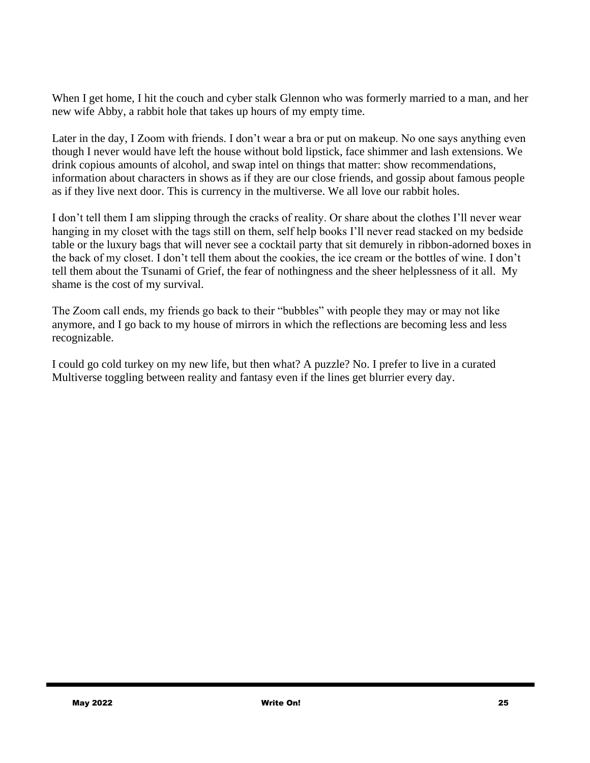When I get home, I hit the couch and cyber stalk Glennon who was formerly married to a man, and her new wife Abby, a rabbit hole that takes up hours of my empty time.

Later in the day, I Zoom with friends. I don't wear a bra or put on makeup. No one says anything even though I never would have left the house without bold lipstick, face shimmer and lash extensions. We drink copious amounts of alcohol, and swap intel on things that matter: show recommendations, information about characters in shows as if they are our close friends, and gossip about famous people as if they live next door. This is currency in the multiverse. We all love our rabbit holes.

I don't tell them I am slipping through the cracks of reality. Or share about the clothes I'll never wear hanging in my closet with the tags still on them, self help books I'll never read stacked on my bedside table or the luxury bags that will never see a cocktail party that sit demurely in ribbon-adorned boxes in the back of my closet. I don't tell them about the cookies, the ice cream or the bottles of wine. I don't tell them about the Tsunami of Grief, the fear of nothingness and the sheer helplessness of it all. My shame is the cost of my survival.

The Zoom call ends, my friends go back to their "bubbles" with people they may or may not like anymore, and I go back to my house of mirrors in which the reflections are becoming less and less recognizable.

I could go cold turkey on my new life, but then what? A puzzle? No. I prefer to live in a curated Multiverse toggling between reality and fantasy even if the lines get blurrier every day.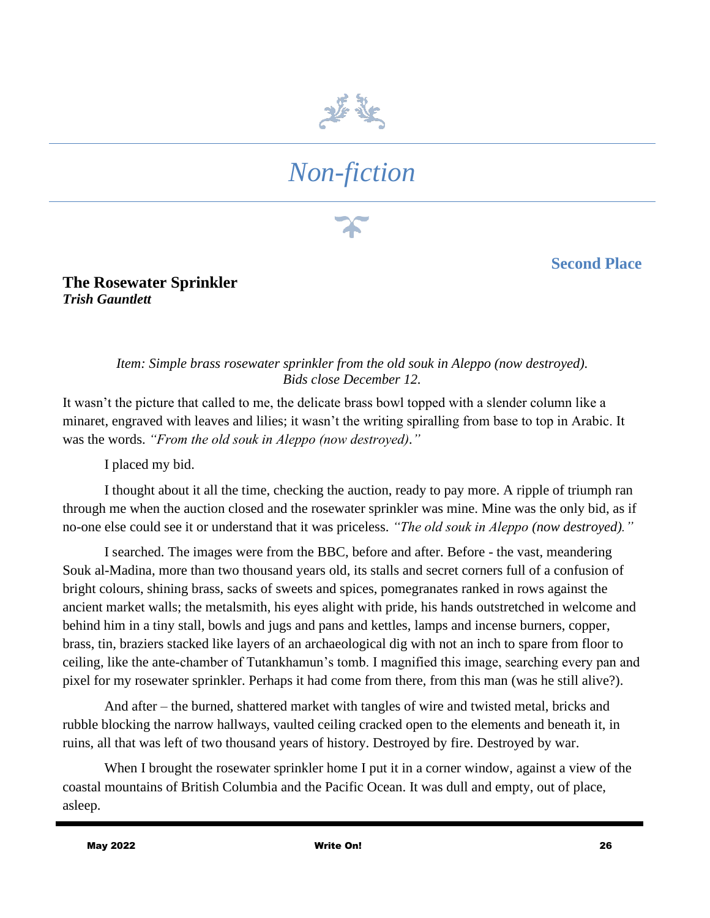# *Non-fiction*

**Second Place**

## The Rosewater Sprinkler

***Trish Gauntlett***

*Item: Simple brass rosewater sprinkler from the old souk in Aleppo (now destroyed). Bids close December 12.*

It wasn't the picture that called to me, the delicate brass bowl topped with a slender column like a minaret, engraved with leaves and lilies; it wasn't the writing spiralling from base to top in Arabic. It was the words. *"From the old souk in Aleppo (now destroyed)."*

I placed my bid.

I thought about it all the time, checking the auction, ready to pay more. A ripple of triumph ran through me when the auction closed and the rosewater sprinkler was mine. Mine was the only bid, as if no-one else could see it or understand that it was priceless. *"The old souk in Aleppo (now destroyed)."*

I searched. The images were from the BBC, before and after. Before - the vast, meandering Souk al-Madina, more than two thousand years old, its stalls and secret corners full of a confusion of bright colours, shining brass, sacks of sweets and spices, pomegranates ranked in rows against the ancient market walls; the metalsmith, his eyes alight with pride, his hands outstretched in welcome and behind him in a tiny stall, bowls and jugs and pans and kettles, lamps and incense burners, copper, brass, tin, braziers stacked like layers of an archaeological dig with not an inch to spare from floor to ceiling, like the ante-chamber of Tutankhamun's tomb. I magnified this image, searching every pan and pixel for my rosewater sprinkler. Perhaps it had come from there, from this man (was he still alive?).

And after – the burned, shattered market with tangles of wire and twisted metal, bricks and rubble blocking the narrow hallways, vaulted ceiling cracked open to the elements and beneath it, in ruins, all that was left of two thousand years of history. Destroyed by fire. Destroyed by war.

When I brought the rosewater sprinkler home I put it in a corner window, against a view of the coastal mountains of British Columbia and the Pacific Ocean. It was dull and empty, out of place, asleep.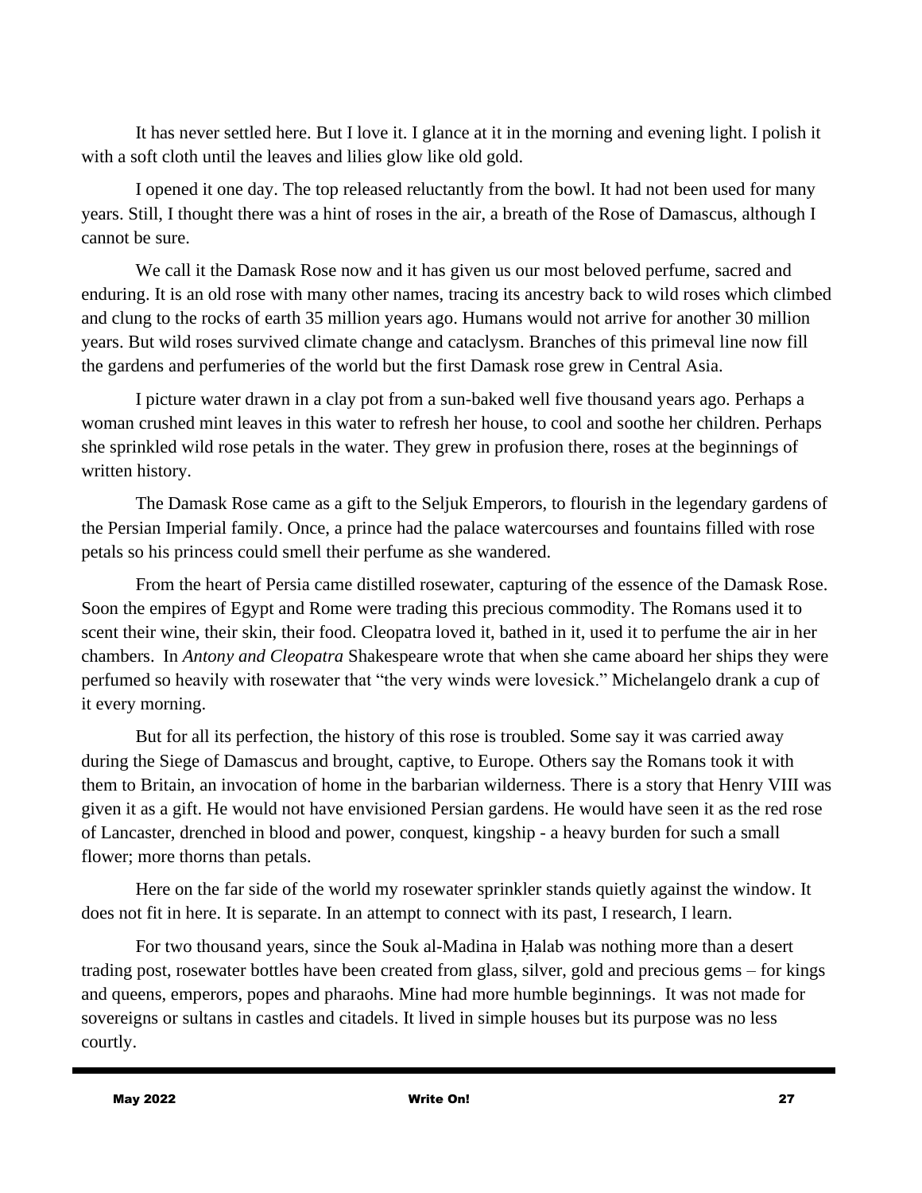It has never settled here. But I love it. I glance at it in the morning and evening light. I polish it with a soft cloth until the leaves and lilies glow like old gold.

I opened it one day. The top released reluctantly from the bowl. It had not been used for many years. Still, I thought there was a hint of roses in the air, a breath of the Rose of Damascus, although I cannot be sure.

We call it the Damask Rose now and it has given us our most beloved perfume, sacred and enduring. It is an old rose with many other names, tracing its ancestry back to wild roses which climbed and clung to the rocks of earth 35 million years ago. Humans would not arrive for another 30 million years. But wild roses survived climate change and cataclysm. Branches of this primeval line now fill the gardens and perfumeries of the world but the first Damask rose grew in Central Asia.

I picture water drawn in a clay pot from a sun-baked well five thousand years ago. Perhaps a woman crushed mint leaves in this water to refresh her house, to cool and soothe her children. Perhaps she sprinkled wild rose petals in the water. They grew in profusion there, roses at the beginnings of written history.

The Damask Rose came as a gift to the Seljuk Emperors, to flourish in the legendary gardens of the Persian Imperial family. Once, a prince had the palace watercourses and fountains filled with rose petals so his princess could smell their perfume as she wandered.

From the heart of Persia came distilled rosewater, capturing of the essence of the Damask Rose. Soon the empires of Egypt and Rome were trading this precious commodity. The Romans used it to scent their wine, their skin, their food. Cleopatra loved it, bathed in it, used it to perfume the air in her chambers. In *Antony and Cleopatra* Shakespeare wrote that when she came aboard her ships they were perfumed so heavily with rosewater that "the very winds were lovesick." Michelangelo drank a cup of it every morning.

But for all its perfection, the history of this rose is troubled. Some say it was carried away during the Siege of Damascus and brought, captive, to Europe. Others say the Romans took it with them to Britain, an invocation of home in the barbarian wilderness. There is a story that Henry VIII was given it as a gift. He would not have envisioned Persian gardens. He would have seen it as the red rose of Lancaster, drenched in blood and power, conquest, kingship - a heavy burden for such a small flower; more thorns than petals.

Here on the far side of the world my rosewater sprinkler stands quietly against the window. It does not fit in here. It is separate. In an attempt to connect with its past, I research, I learn.

For two thousand years, since the Souk al-Madina in Ḥalab was nothing more than a desert trading post, rosewater bottles have been created from glass, silver, gold and precious gems – for kings and queens, emperors, popes and pharaohs. Mine had more humble beginnings. It was not made for sovereigns or sultans in castles and citadels. It lived in simple houses but its purpose was no less courtly.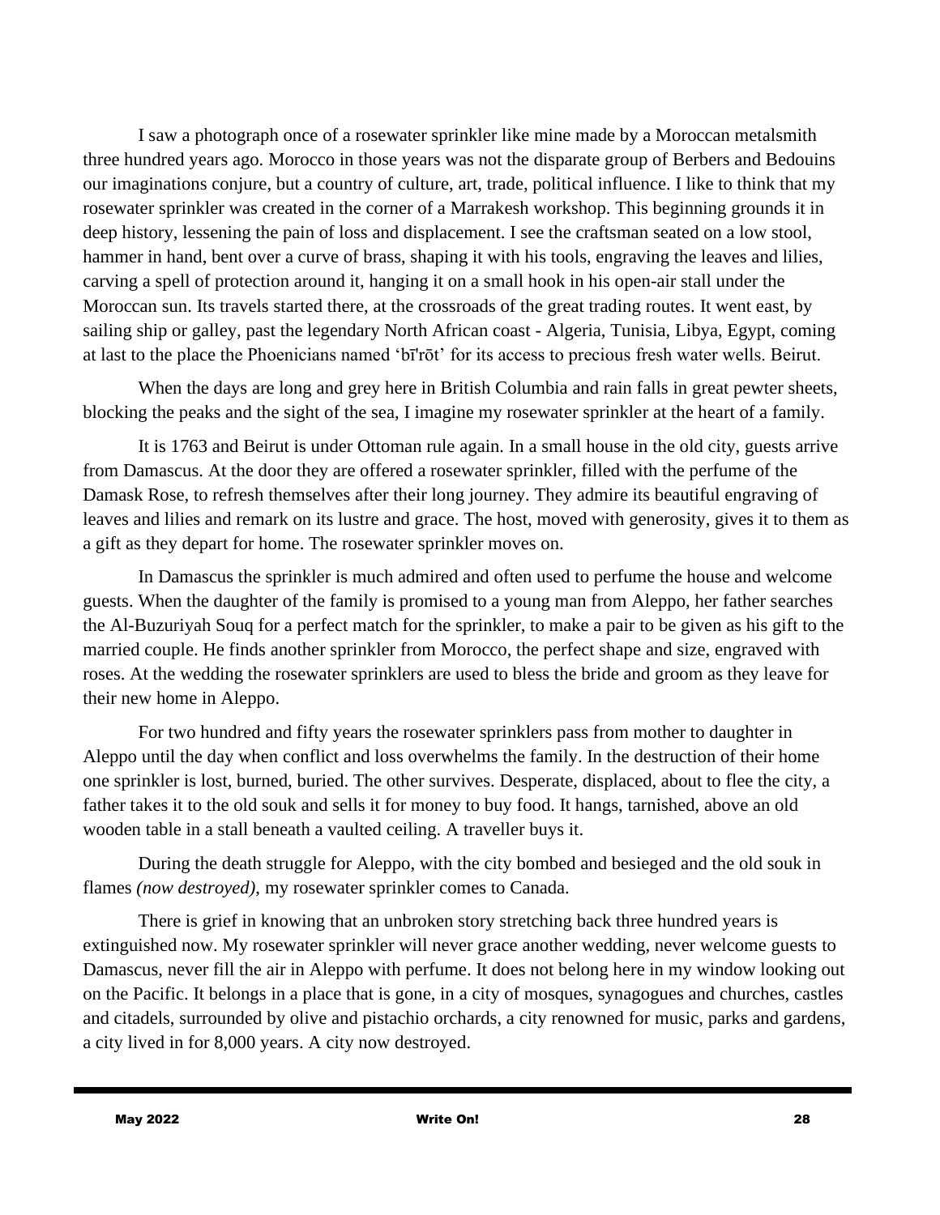I saw a photograph once of a rosewater sprinkler like mine made by a Moroccan metalsmith three hundred years ago. Morocco in those years was not the disparate group of Berbers and Bedouins our imaginations conjure, but a country of culture, art, trade, political influence. I like to think that my rosewater sprinkler was created in the corner of a Marrakesh workshop. This beginning grounds it in deep history, lessening the pain of loss and displacement. I see the craftsman seated on a low stool, hammer in hand, bent over a curve of brass, shaping it with his tools, engraving the leaves and lilies, carving a spell of protection around it, hanging it on a small hook in his open-air stall under the Moroccan sun. Its travels started there, at the crossroads of the great trading routes. It went east, by sailing ship or galley, past the legendary North African coast - Algeria, Tunisia, Libya, Egypt, coming at last to the place the Phoenicians named 'bī'rōt' for its access to precious fresh water wells. Beirut.

When the days are long and grey here in British Columbia and rain falls in great pewter sheets, blocking the peaks and the sight of the sea, I imagine my rosewater sprinkler at the heart of a family.

It is 1763 and Beirut is under Ottoman rule again. In a small house in the old city, guests arrive from Damascus. At the door they are offered a rosewater sprinkler, filled with the perfume of the Damask Rose, to refresh themselves after their long journey. They admire its beautiful engraving of leaves and lilies and remark on its lustre and grace. The host, moved with generosity, gives it to them as a gift as they depart for home. The rosewater sprinkler moves on.

In Damascus the sprinkler is much admired and often used to perfume the house and welcome guests. When the daughter of the family is promised to a young man from Aleppo, her father searches the Al-Buzuriyah Souq for a perfect match for the sprinkler, to make a pair to be given as his gift to the married couple. He finds another sprinkler from Morocco, the perfect shape and size, engraved with roses. At the wedding the rosewater sprinklers are used to bless the bride and groom as they leave for their new home in Aleppo.

For two hundred and fifty years the rosewater sprinklers pass from mother to daughter in Aleppo until the day when conflict and loss overwhelms the family. In the destruction of their home one sprinkler is lost, burned, buried. The other survives. Desperate, displaced, about to flee the city, a father takes it to the old souk and sells it for money to buy food. It hangs, tarnished, above an old wooden table in a stall beneath a vaulted ceiling. A traveller buys it.

During the death struggle for Aleppo, with the city bombed and besieged and the old souk in flames *(now destroyed)*, my rosewater sprinkler comes to Canada.

There is grief in knowing that an unbroken story stretching back three hundred years is extinguished now. My rosewater sprinkler will never grace another wedding, never welcome guests to Damascus, never fill the air in Aleppo with perfume. It does not belong here in my window looking out on the Pacific. It belongs in a place that is gone, in a city of mosques, synagogues and churches, castles and citadels, surrounded by olive and pistachio orchards, a city renowned for music, parks and gardens, a city lived in for 8,000 years. A city now destroyed.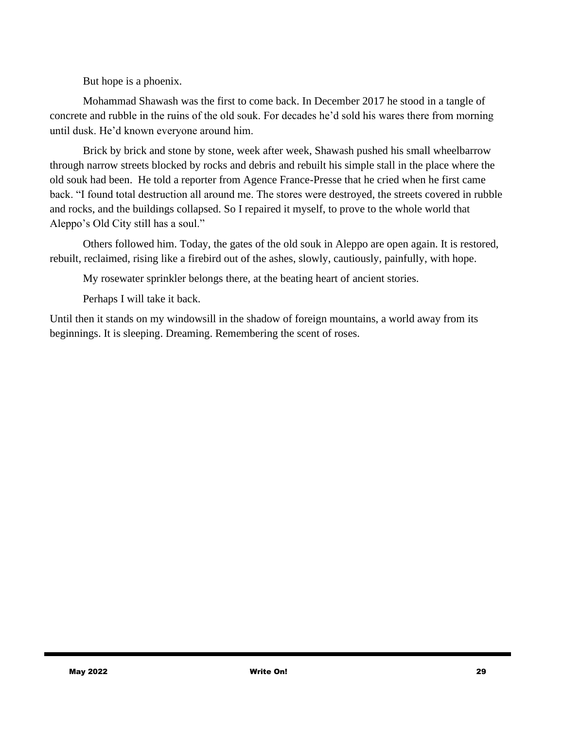But hope is a phoenix.

Mohammad Shawash was the first to come back. In December 2017 he stood in a tangle of concrete and rubble in the ruins of the old souk. For decades he'd sold his wares there from morning until dusk. He'd known everyone around him.

Brick by brick and stone by stone, week after week, Shawash pushed his small wheelbarrow through narrow streets blocked by rocks and debris and rebuilt his simple stall in the place where the old souk had been. He told a reporter from Agence France-Presse that he cried when he first came back. "I found total destruction all around me. The stores were destroyed, the streets covered in rubble and rocks, and the buildings collapsed. So I repaired it myself, to prove to the whole world that Aleppo's Old City still has a soul."

Others followed him. Today, the gates of the old souk in Aleppo are open again. It is restored, rebuilt, reclaimed, rising like a firebird out of the ashes, slowly, cautiously, painfully, with hope.

My rosewater sprinkler belongs there, at the beating heart of ancient stories.

Perhaps I will take it back.

Until then it stands on my windowsill in the shadow of foreign mountains, a world away from its beginnings. It is sleeping. Dreaming. Remembering the scent of roses.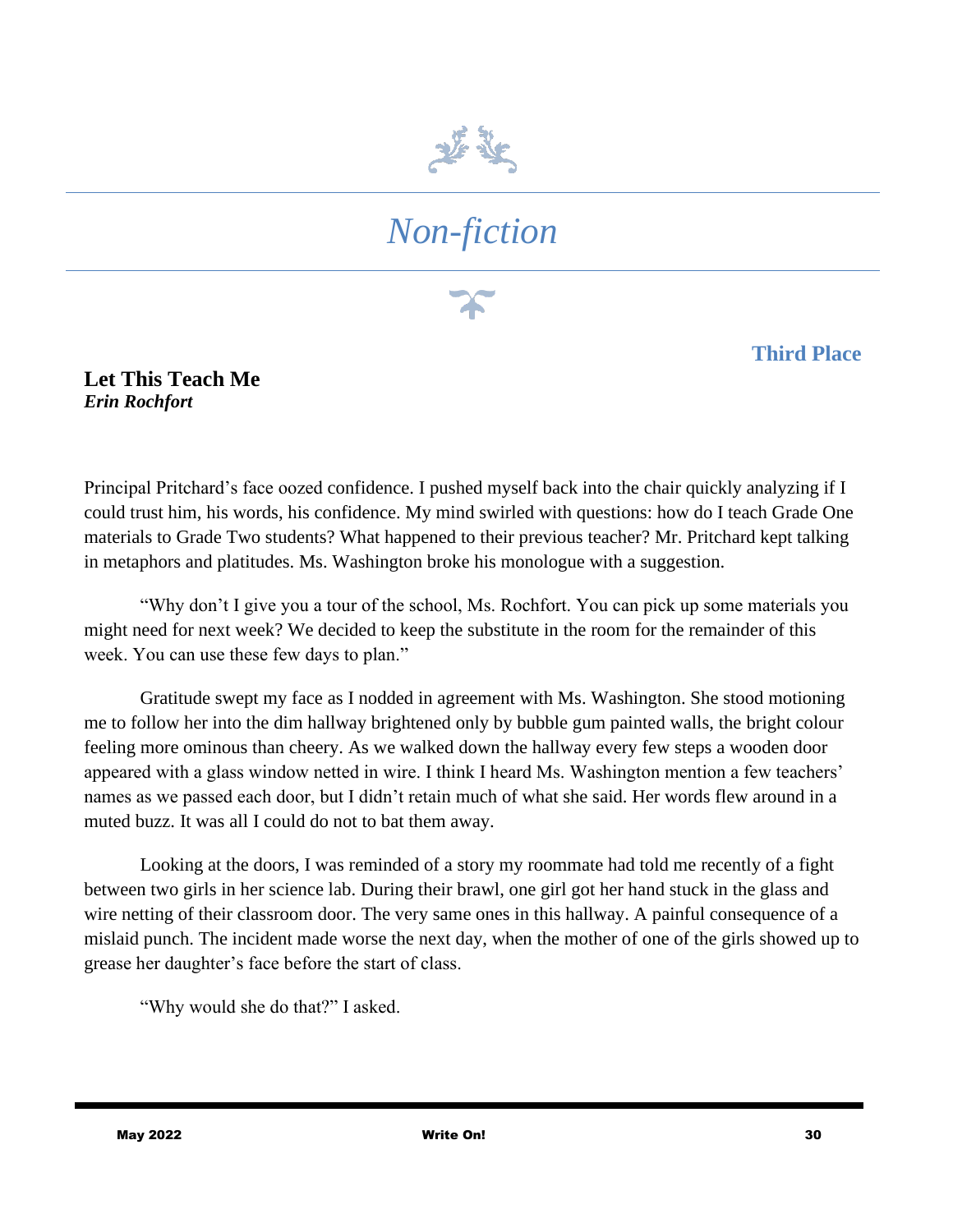# *Non-fiction*

**Third Place**

## Let This Teach Me

***Erin Rochfort***

Principal Pritchard's face oozed confidence. I pushed myself back into the chair quickly analyzing if I could trust him, his words, his confidence. My mind swirled with questions: how do I teach Grade One materials to Grade Two students? What happened to their previous teacher? Mr. Pritchard kept talking in metaphors and platitudes. Ms. Washington broke his monologue with a suggestion.

"Why don't I give you a tour of the school, Ms. Rochfort. You can pick up some materials you might need for next week? We decided to keep the substitute in the room for the remainder of this week. You can use these few days to plan."

Gratitude swept my face as I nodded in agreement with Ms. Washington. She stood motioning me to follow her into the dim hallway brightened only by bubble gum painted walls, the bright colour feeling more ominous than cheery. As we walked down the hallway every few steps a wooden door appeared with a glass window netted in wire. I think I heard Ms. Washington mention a few teachers' names as we passed each door, but I didn't retain much of what she said. Her words flew around in a muted buzz. It was all I could do not to bat them away.

Looking at the doors, I was reminded of a story my roommate had told me recently of a fight between two girls in her science lab. During their brawl, one girl got her hand stuck in the glass and wire netting of their classroom door. The very same ones in this hallway. A painful consequence of a mislaid punch. The incident made worse the next day, when the mother of one of the girls showed up to grease her daughter's face before the start of class.

"Why would she do that?" I asked.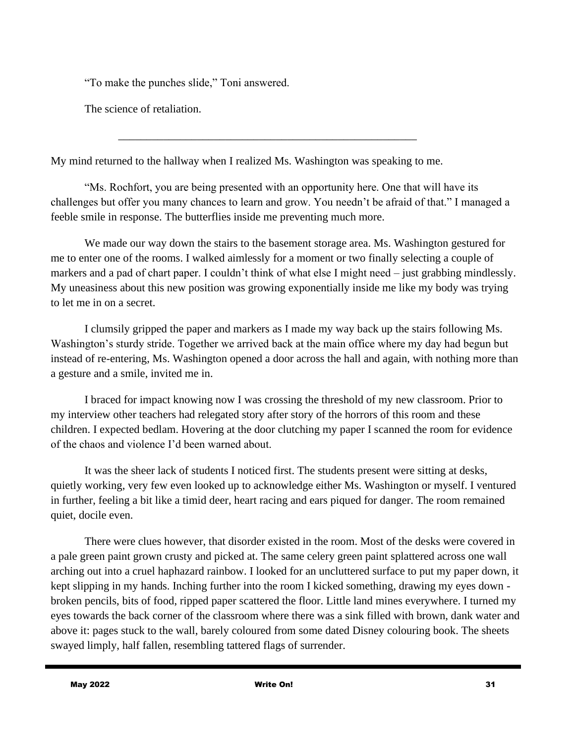"To make the punches slide," Toni answered.

The science of retaliation.

---

My mind returned to the hallway when I realized Ms. Washington was speaking to me.

"Ms. Rochfort, you are being presented with an opportunity here. One that will have its challenges but offer you many chances to learn and grow. You needn't be afraid of that." I managed a feeble smile in response. The butterflies inside me preventing much more.

We made our way down the stairs to the basement storage area. Ms. Washington gestured for me to enter one of the rooms. I walked aimlessly for a moment or two finally selecting a couple of markers and a pad of chart paper. I couldn't think of what else I might need – just grabbing mindlessly. My uneasiness about this new position was growing exponentially inside me like my body was trying to let me in on a secret.

I clumsily gripped the paper and markers as I made my way back up the stairs following Ms. Washington's sturdy stride. Together we arrived back at the main office where my day had begun but instead of re-entering, Ms. Washington opened a door across the hall and again, with nothing more than a gesture and a smile, invited me in.

I braced for impact knowing now I was crossing the threshold of my new classroom. Prior to my interview other teachers had relegated story after story of the horrors of this room and these children. I expected bedlam. Hovering at the door clutching my paper I scanned the room for evidence of the chaos and violence I'd been warned about.

It was the sheer lack of students I noticed first. The students present were sitting at desks, quietly working, very few even looked up to acknowledge either Ms. Washington or myself. I ventured in further, feeling a bit like a timid deer, heart racing and ears piqued for danger. The room remained quiet, docile even.

There were clues however, that disorder existed in the room. Most of the desks were covered in a pale green paint grown crusty and picked at. The same celery green paint splattered across one wall arching out into a cruel haphazard rainbow. I looked for an uncluttered surface to put my paper down, it kept slipping in my hands. Inching further into the room I kicked something, drawing my eyes down - broken pencils, bits of food, ripped paper scattered the floor. Little land mines everywhere. I turned my eyes towards the back corner of the classroom where there was a sink filled with brown, dank water and above it: pages stuck to the wall, barely coloured from some dated Disney colouring book. The sheets swayed limply, half fallen, resembling tattered flags of surrender.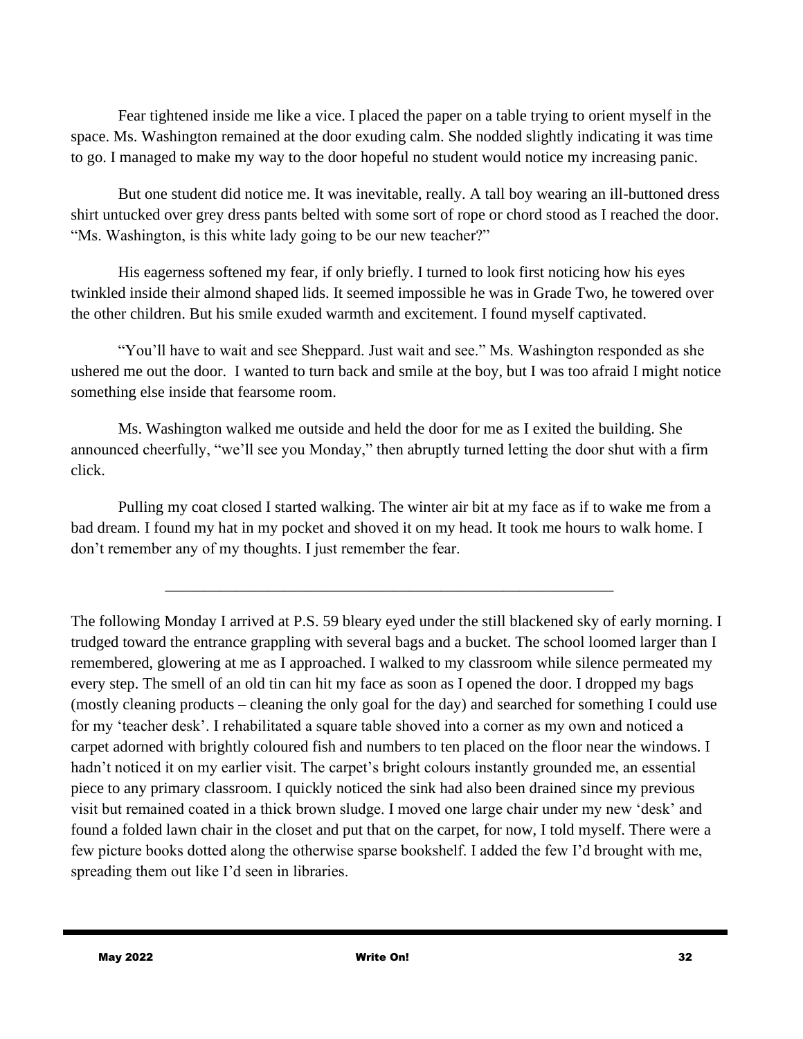Fear tightened inside me like a vice. I placed the paper on a table trying to orient myself in the space. Ms. Washington remained at the door exuding calm. She nodded slightly indicating it was time to go. I managed to make my way to the door hopeful no student would notice my increasing panic.

But one student did notice me. It was inevitable, really. A tall boy wearing an ill-buttoned dress shirt untucked over grey dress pants belted with some sort of rope or chord stood as I reached the door. "Ms. Washington, is this white lady going to be our new teacher?"

His eagerness softened my fear, if only briefly. I turned to look first noticing how his eyes twinkled inside their almond shaped lids. It seemed impossible he was in Grade Two, he towered over the other children. But his smile exuded warmth and excitement. I found myself captivated.

"You'll have to wait and see Sheppard. Just wait and see." Ms. Washington responded as she ushered me out the door. I wanted to turn back and smile at the boy, but I was too afraid I might notice something else inside that fearsome room.

Ms. Washington walked me outside and held the door for me as I exited the building. She announced cheerfully, "we'll see you Monday," then abruptly turned letting the door shut with a firm click.

Pulling my coat closed I started walking. The winter air bit at my face as if to wake me from a bad dream. I found my hat in my pocket and shoved it on my head. It took me hours to walk home. I don't remember any of my thoughts. I just remember the fear.

---

The following Monday I arrived at P.S. 59 bleary eyed under the still blackened sky of early morning. I trudged toward the entrance grappling with several bags and a bucket. The school loomed larger than I remembered, glowering at me as I approached. I walked to my classroom while silence permeated my every step. The smell of an old tin can hit my face as soon as I opened the door. I dropped my bags (mostly cleaning products – cleaning the only goal for the day) and searched for something I could use for my 'teacher desk'. I rehabilitated a square table shoved into a corner as my own and noticed a carpet adorned with brightly coloured fish and numbers to ten placed on the floor near the windows. I hadn't noticed it on my earlier visit. The carpet's bright colours instantly grounded me, an essential piece to any primary classroom. I quickly noticed the sink had also been drained since my previous visit but remained coated in a thick brown sludge. I moved one large chair under my new 'desk' and found a folded lawn chair in the closet and put that on the carpet, for now, I told myself. There were a few picture books dotted along the otherwise sparse bookshelf. I added the few I'd brought with me, spreading them out like I'd seen in libraries.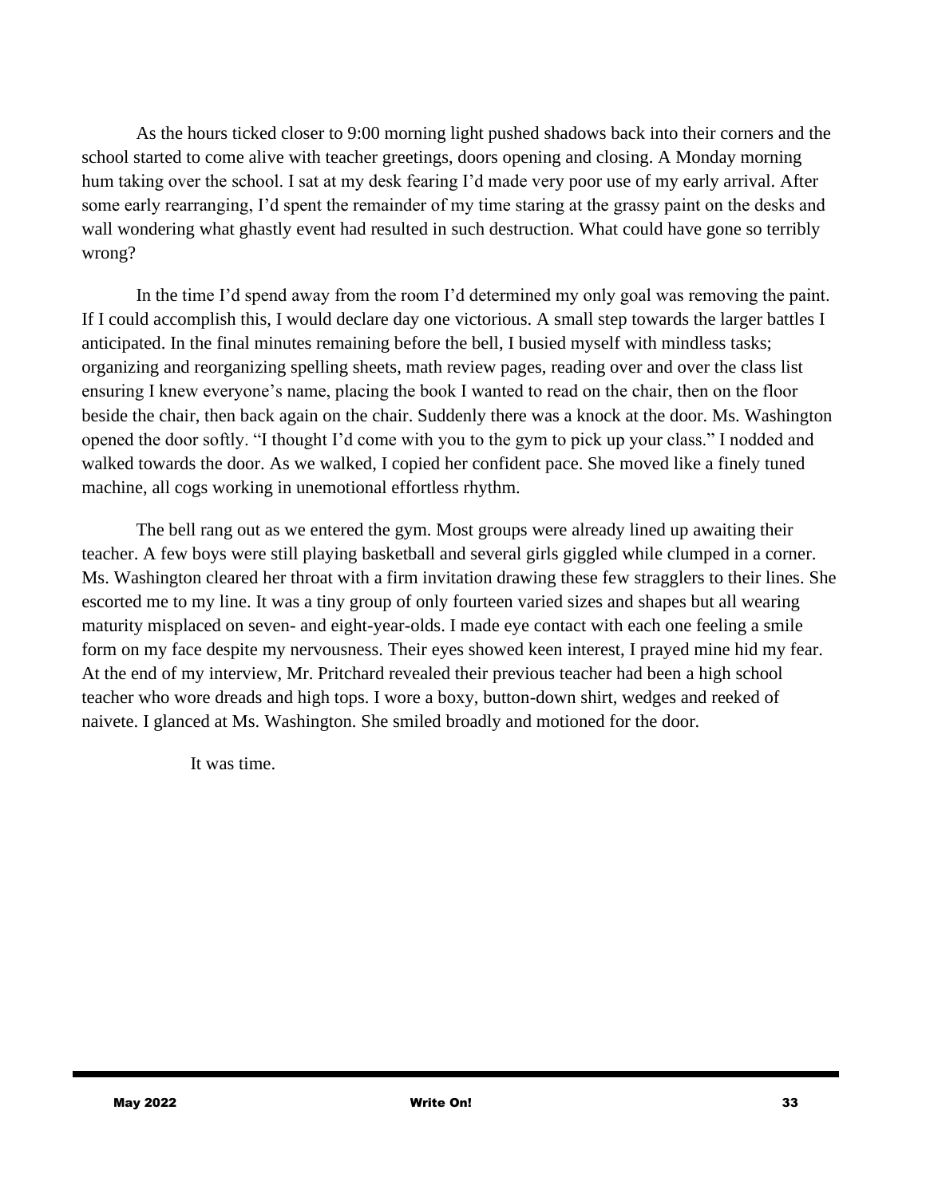As the hours ticked closer to 9:00 morning light pushed shadows back into their corners and the school started to come alive with teacher greetings, doors opening and closing. A Monday morning hum taking over the school. I sat at my desk fearing I'd made very poor use of my early arrival. After some early rearranging, I'd spent the remainder of my time staring at the grassy paint on the desks and wall wondering what ghastly event had resulted in such destruction. What could have gone so terribly wrong?

In the time I'd spend away from the room I'd determined my only goal was removing the paint. If I could accomplish this, I would declare day one victorious. A small step towards the larger battles I anticipated. In the final minutes remaining before the bell, I busied myself with mindless tasks; organizing and reorganizing spelling sheets, math review pages, reading over and over the class list ensuring I knew everyone's name, placing the book I wanted to read on the chair, then on the floor beside the chair, then back again on the chair. Suddenly there was a knock at the door. Ms. Washington opened the door softly. "I thought I'd come with you to the gym to pick up your class." I nodded and walked towards the door. As we walked, I copied her confident pace. She moved like a finely tuned machine, all cogs working in unemotional effortless rhythm.

The bell rang out as we entered the gym. Most groups were already lined up awaiting their teacher. A few boys were still playing basketball and several girls giggled while clumped in a corner. Ms. Washington cleared her throat with a firm invitation drawing these few stragglers to their lines. She escorted me to my line. It was a tiny group of only fourteen varied sizes and shapes but all wearing maturity misplaced on seven- and eight-year-olds. I made eye contact with each one feeling a smile form on my face despite my nervousness. Their eyes showed keen interest, I prayed mine hid my fear. At the end of my interview, Mr. Pritchard revealed their previous teacher had been a high school teacher who wore dreads and high tops. I wore a boxy, button-down shirt, wedges and reeked of naivete. I glanced at Ms. Washington. She smiled broadly and motioned for the door.

It was time.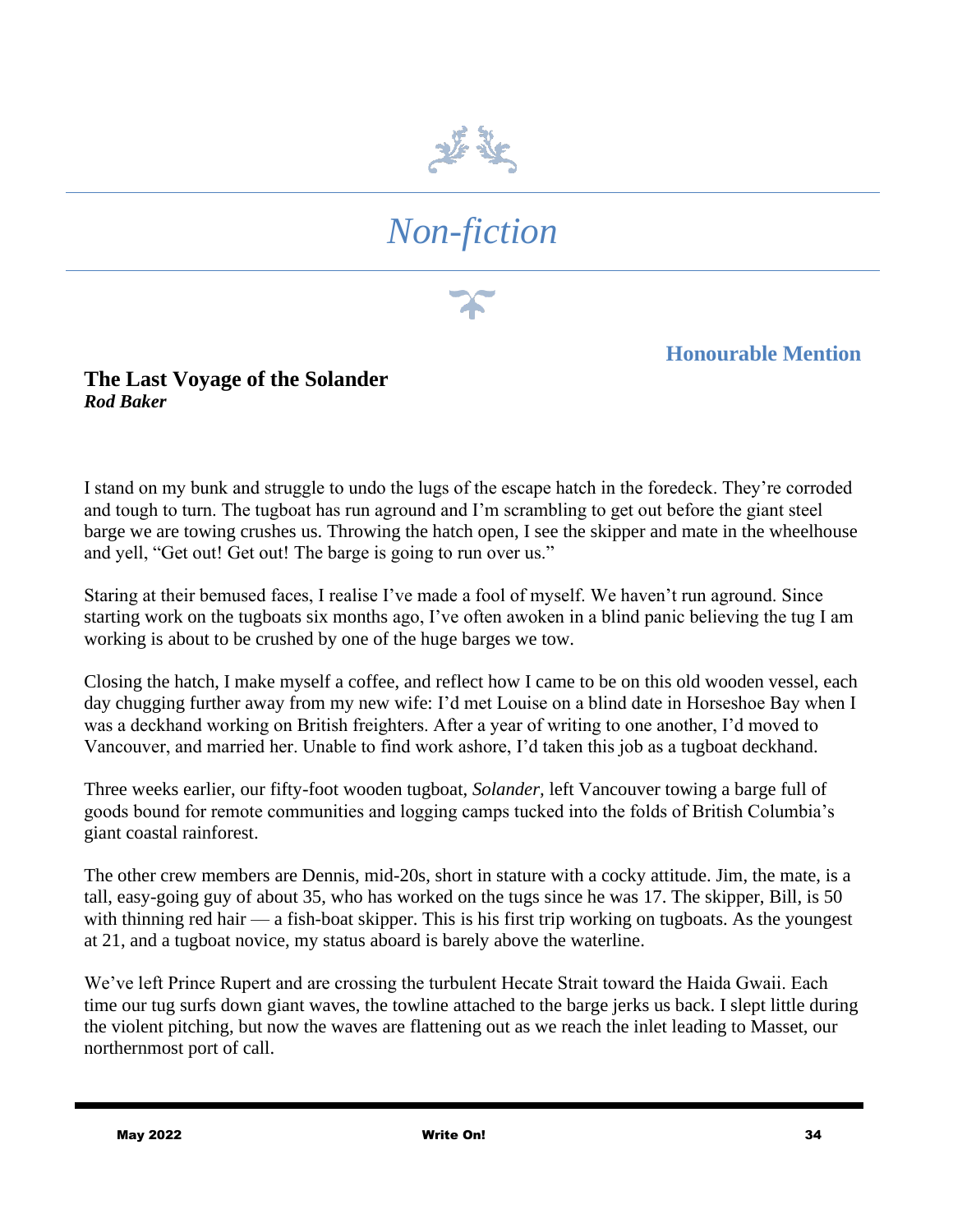# *Non-fiction*

**Honourable Mention**

## The Last Voyage of the Solander

***Rod Baker***

I stand on my bunk and struggle to undo the lugs of the escape hatch in the foredeck. They're corroded and tough to turn. The tugboat has run aground and I'm scrambling to get out before the giant steel barge we are towing crushes us. Throwing the hatch open, I see the skipper and mate in the wheelhouse and yell, "Get out! Get out! The barge is going to run over us."

Staring at their bemused faces, I realise I've made a fool of myself. We haven't run aground. Since starting work on the tugboats six months ago, I've often awoken in a blind panic believing the tug I am working is about to be crushed by one of the huge barges we tow.

Closing the hatch, I make myself a coffee, and reflect how I came to be on this old wooden vessel, each day chugging further away from my new wife: I'd met Louise on a blind date in Horseshoe Bay when I was a deckhand working on British freighters. After a year of writing to one another, I'd moved to Vancouver, and married her. Unable to find work ashore, I'd taken this job as a tugboat deckhand.

Three weeks earlier, our fifty-foot wooden tugboat, *Solander,* left Vancouver towing a barge full of goods bound for remote communities and logging camps tucked into the folds of British Columbia's giant coastal rainforest.

The other crew members are Dennis, mid-20s, short in stature with a cocky attitude. Jim, the mate, is a tall, easy-going guy of about 35, who has worked on the tugs since he was 17. The skipper, Bill, is 50 with thinning red hair — a fish-boat skipper. This is his first trip working on tugboats. As the youngest at 21, and a tugboat novice, my status aboard is barely above the waterline.

We've left Prince Rupert and are crossing the turbulent Hecate Strait toward the Haida Gwaii. Each time our tug surfs down giant waves, the towline attached to the barge jerks us back. I slept little during the violent pitching, but now the waves are flattening out as we reach the inlet leading to Masset, our northernmost port of call.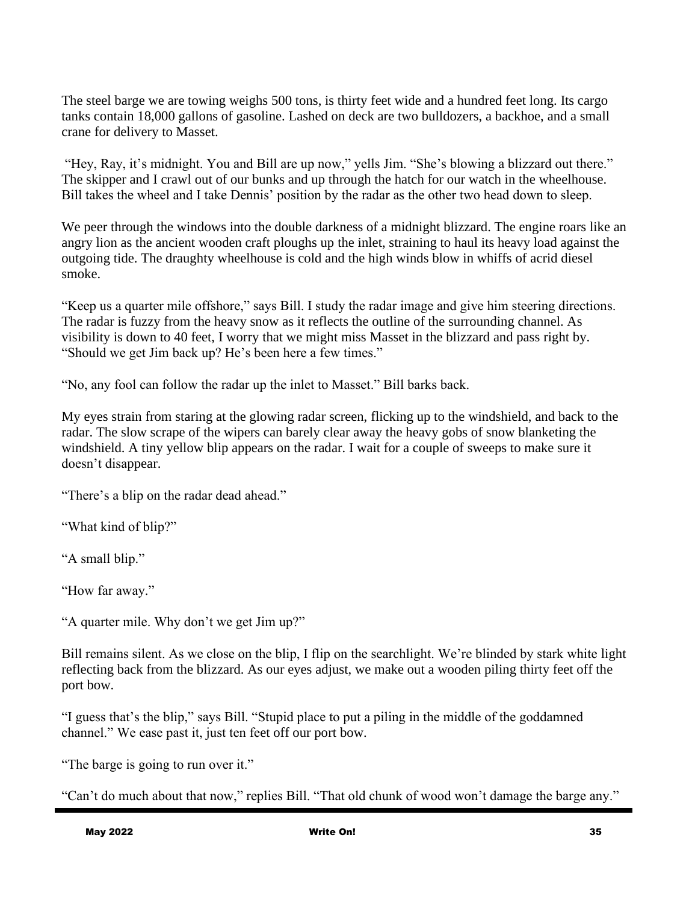The steel barge we are towing weighs 500 tons, is thirty feet wide and a hundred feet long. Its cargo tanks contain 18,000 gallons of gasoline. Lashed on deck are two bulldozers, a backhoe, and a small crane for delivery to Masset.

"Hey, Ray, it's midnight. You and Bill are up now," yells Jim. "She's blowing a blizzard out there." The skipper and I crawl out of our bunks and up through the hatch for our watch in the wheelhouse. Bill takes the wheel and I take Dennis' position by the radar as the other two head down to sleep.

We peer through the windows into the double darkness of a midnight blizzard. The engine roars like an angry lion as the ancient wooden craft ploughs up the inlet, straining to haul its heavy load against the outgoing tide. The draughty wheelhouse is cold and the high winds blow in whiffs of acrid diesel smoke.

"Keep us a quarter mile offshore," says Bill. I study the radar image and give him steering directions. The radar is fuzzy from the heavy snow as it reflects the outline of the surrounding channel. As visibility is down to 40 feet, I worry that we might miss Masset in the blizzard and pass right by. "Should we get Jim back up? He's been here a few times."

"No, any fool can follow the radar up the inlet to Masset." Bill barks back.

My eyes strain from staring at the glowing radar screen, flicking up to the windshield, and back to the radar. The slow scrape of the wipers can barely clear away the heavy gobs of snow blanketing the windshield. A tiny yellow blip appears on the radar. I wait for a couple of sweeps to make sure it doesn't disappear.

"There's a blip on the radar dead ahead."

"What kind of blip?"

"A small blip."

"How far away."

"A quarter mile. Why don't we get Jim up?"

Bill remains silent. As we close on the blip, I flip on the searchlight. We're blinded by stark white light reflecting back from the blizzard. As our eyes adjust, we make out a wooden piling thirty feet off the port bow.

"I guess that's the blip," says Bill. "Stupid place to put a piling in the middle of the goddamned channel." We ease past it, just ten feet off our port bow.

"The barge is going to run over it."

"Can't do much about that now," replies Bill. "That old chunk of wood won't damage the barge any."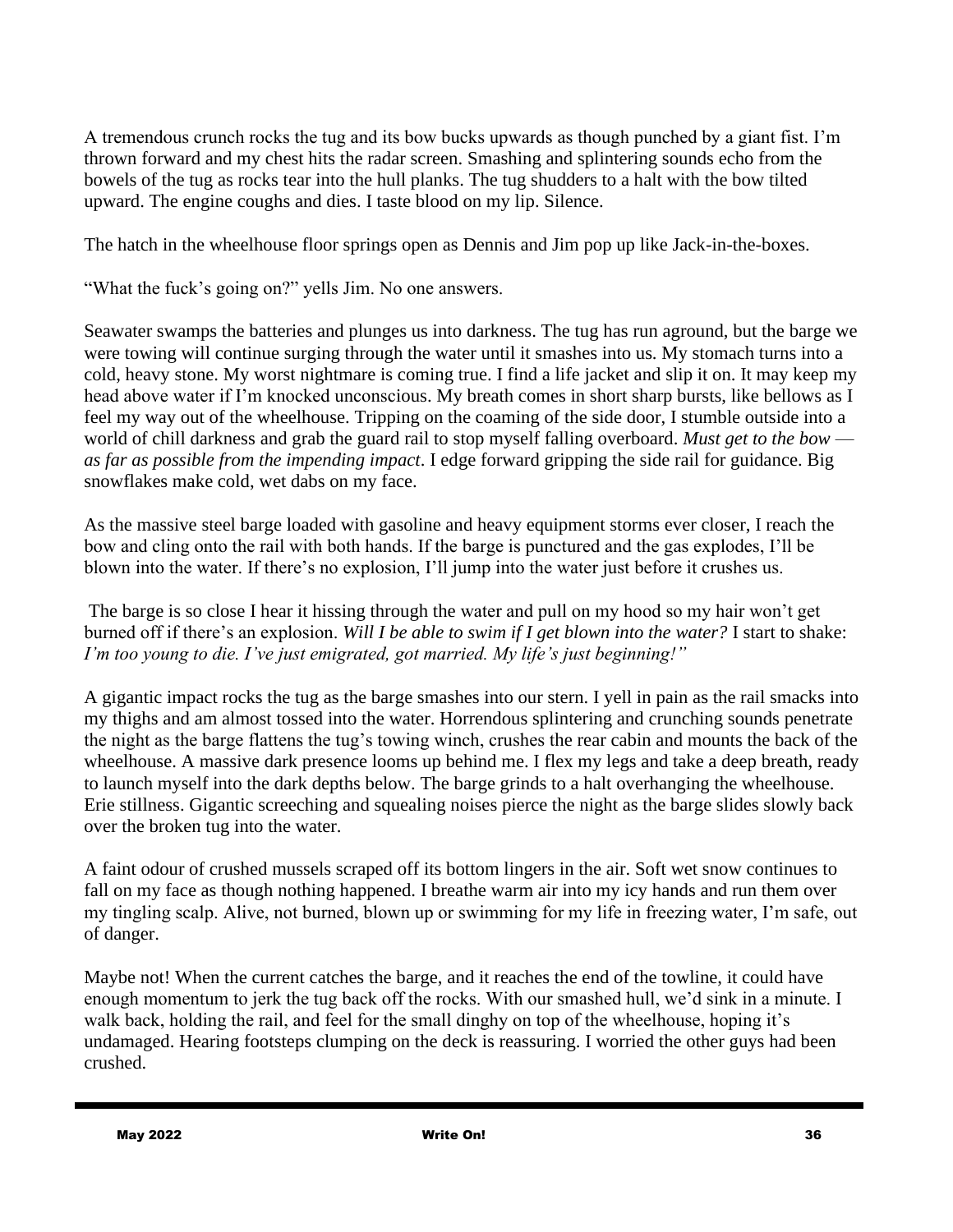A tremendous crunch rocks the tug and its bow bucks upwards as though punched by a giant fist. I'm thrown forward and my chest hits the radar screen. Smashing and splintering sounds echo from the bowels of the tug as rocks tear into the hull planks. The tug shudders to a halt with the bow tilted upward. The engine coughs and dies. I taste blood on my lip. Silence.

The hatch in the wheelhouse floor springs open as Dennis and Jim pop up like Jack-in-the-boxes.

"What the fuck's going on?" yells Jim. No one answers.

Seawater swamps the batteries and plunges us into darkness. The tug has run aground, but the barge we were towing will continue surging through the water until it smashes into us. My stomach turns into a cold, heavy stone. My worst nightmare is coming true. I find a life jacket and slip it on. It may keep my head above water if I'm knocked unconscious. My breath comes in short sharp bursts, like bellows as I feel my way out of the wheelhouse. Tripping on the coaming of the side door, I stumble outside into a world of chill darkness and grab the guard rail to stop myself falling overboard. *Must get to the bow — as far as possible from the impending impact*. I edge forward gripping the side rail for guidance. Big snowflakes make cold, wet dabs on my face.

As the massive steel barge loaded with gasoline and heavy equipment storms ever closer, I reach the bow and cling onto the rail with both hands. If the barge is punctured and the gas explodes, I'll be blown into the water. If there's no explosion, I'll jump into the water just before it crushes us.

The barge is so close I hear it hissing through the water and pull on my hood so my hair won't get burned off if there's an explosion. *Will I be able to swim if I get blown into the water?* I start to shake: *I'm too young to die. I've just emigrated, got married. My life's just beginning!"*

A gigantic impact rocks the tug as the barge smashes into our stern. I yell in pain as the rail smacks into my thighs and am almost tossed into the water. Horrendous splintering and crunching sounds penetrate the night as the barge flattens the tug's towing winch, crushes the rear cabin and mounts the back of the wheelhouse. A massive dark presence looms up behind me. I flex my legs and take a deep breath, ready to launch myself into the dark depths below. The barge grinds to a halt overhanging the wheelhouse. Erie stillness. Gigantic screeching and squealing noises pierce the night as the barge slides slowly back over the broken tug into the water.

A faint odour of crushed mussels scraped off its bottom lingers in the air. Soft wet snow continues to fall on my face as though nothing happened. I breathe warm air into my icy hands and run them over my tingling scalp. Alive, not burned, blown up or swimming for my life in freezing water, I'm safe, out of danger.

Maybe not! When the current catches the barge, and it reaches the end of the towline, it could have enough momentum to jerk the tug back off the rocks. With our smashed hull, we'd sink in a minute. I walk back, holding the rail, and feel for the small dinghy on top of the wheelhouse, hoping it's undamaged. Hearing footsteps clumping on the deck is reassuring. I worried the other guys had been crushed.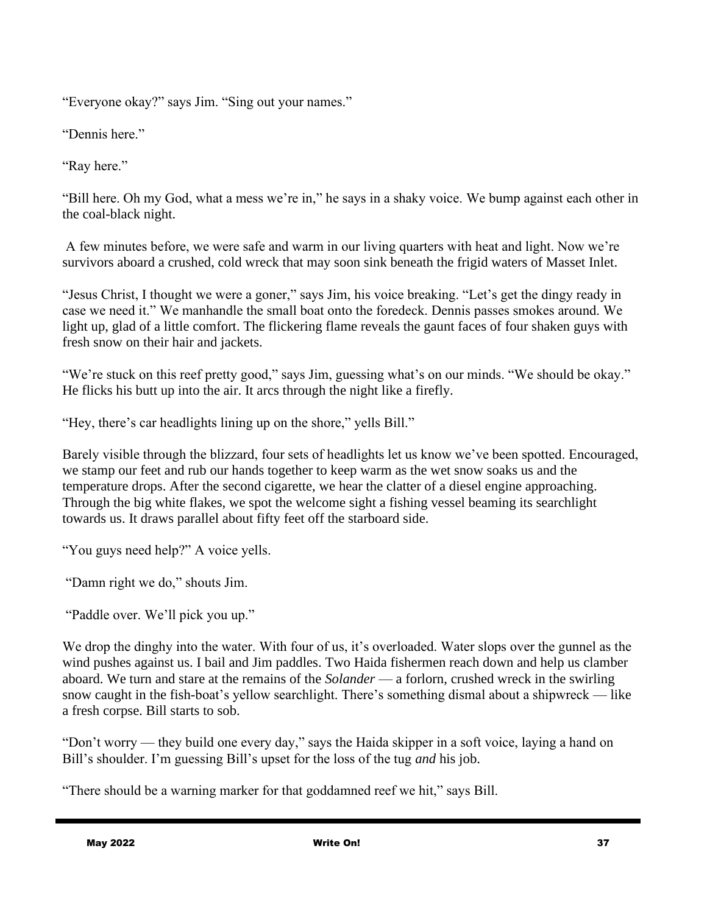"Everyone okay?" says Jim. "Sing out your names."

"Dennis here."

"Ray here."

"Bill here. Oh my God, what a mess we're in," he says in a shaky voice. We bump against each other in the coal-black night.

A few minutes before, we were safe and warm in our living quarters with heat and light. Now we're survivors aboard a crushed, cold wreck that may soon sink beneath the frigid waters of Masset Inlet.

"Jesus Christ, I thought we were a goner," says Jim, his voice breaking. "Let's get the dingy ready in case we need it." We manhandle the small boat onto the foredeck. Dennis passes smokes around. We light up, glad of a little comfort. The flickering flame reveals the gaunt faces of four shaken guys with fresh snow on their hair and jackets.

"We're stuck on this reef pretty good," says Jim, guessing what's on our minds. "We should be okay." He flicks his butt up into the air. It arcs through the night like a firefly.

"Hey, there's car headlights lining up on the shore," yells Bill."

Barely visible through the blizzard, four sets of headlights let us know we've been spotted. Encouraged, we stamp our feet and rub our hands together to keep warm as the wet snow soaks us and the temperature drops. After the second cigarette, we hear the clatter of a diesel engine approaching. Through the big white flakes, we spot the welcome sight a fishing vessel beaming its searchlight towards us. It draws parallel about fifty feet off the starboard side.

"You guys need help?" A voice yells.

"Damn right we do," shouts Jim.

"Paddle over. We'll pick you up."

We drop the dinghy into the water. With four of us, it's overloaded. Water slops over the gunnel as the wind pushes against us. I bail and Jim paddles. Two Haida fishermen reach down and help us clamber aboard. We turn and stare at the remains of the *Solander* — a forlorn, crushed wreck in the swirling snow caught in the fish-boat's yellow searchlight. There's something dismal about a shipwreck — like a fresh corpse. Bill starts to sob.

"Don't worry — they build one every day," says the Haida skipper in a soft voice, laying a hand on Bill's shoulder. I'm guessing Bill's upset for the loss of the tug *and* his job.

"There should be a warning marker for that goddamned reef we hit," says Bill.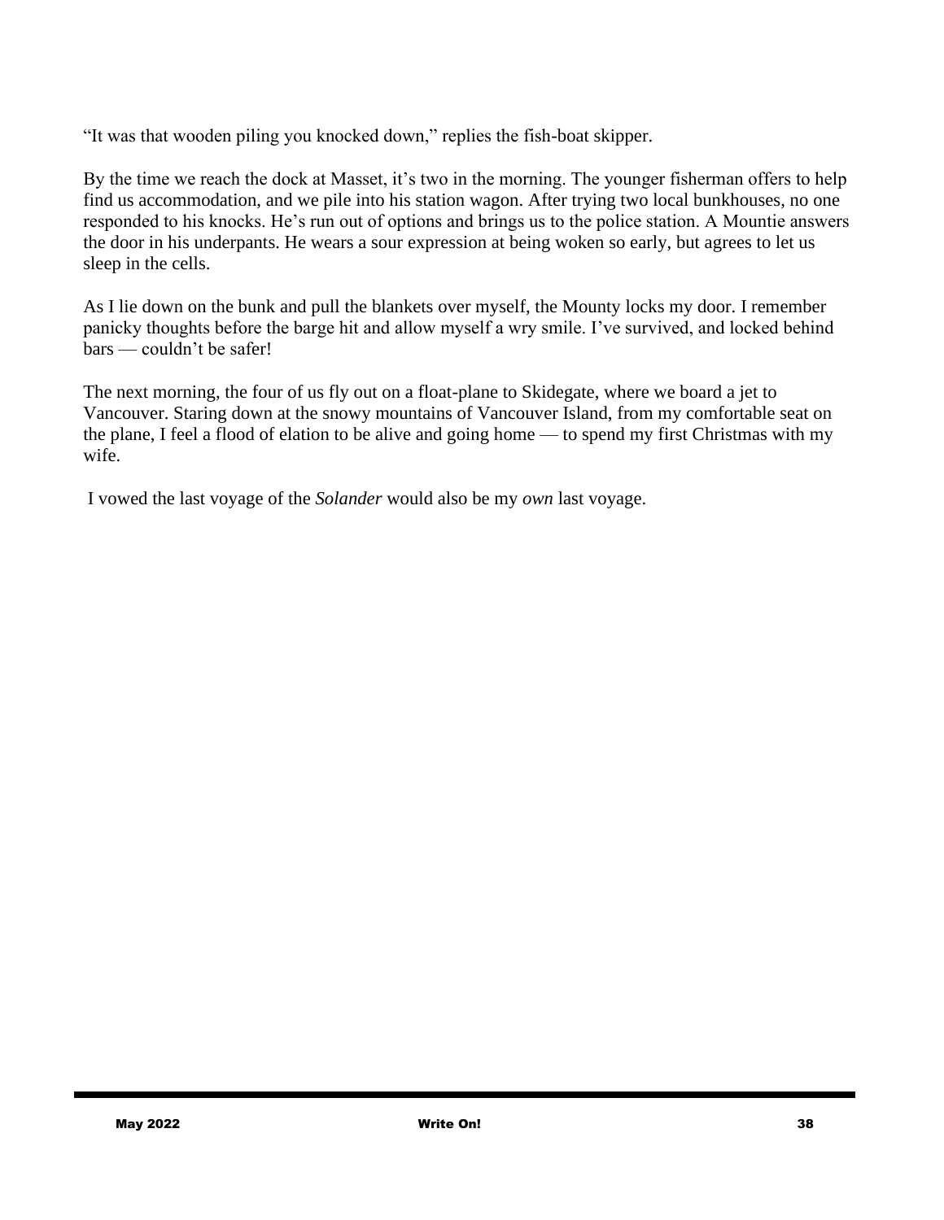"It was that wooden piling you knocked down," replies the fish-boat skipper.

By the time we reach the dock at Masset, it's two in the morning. The younger fisherman offers to help find us accommodation, and we pile into his station wagon. After trying two local bunkhouses, no one responded to his knocks. He's run out of options and brings us to the police station. A Mountie answers the door in his underpants. He wears a sour expression at being woken so early, but agrees to let us sleep in the cells.

As I lie down on the bunk and pull the blankets over myself, the Mounty locks my door. I remember panicky thoughts before the barge hit and allow myself a wry smile. I've survived, and locked behind bars — couldn't be safer!

The next morning, the four of us fly out on a float-plane to Skidegate, where we board a jet to Vancouver. Staring down at the snowy mountains of Vancouver Island, from my comfortable seat on the plane, I feel a flood of elation to be alive and going home — to spend my first Christmas with my wife.

I vowed the last voyage of the *Solander* would also be my *own* last voyage.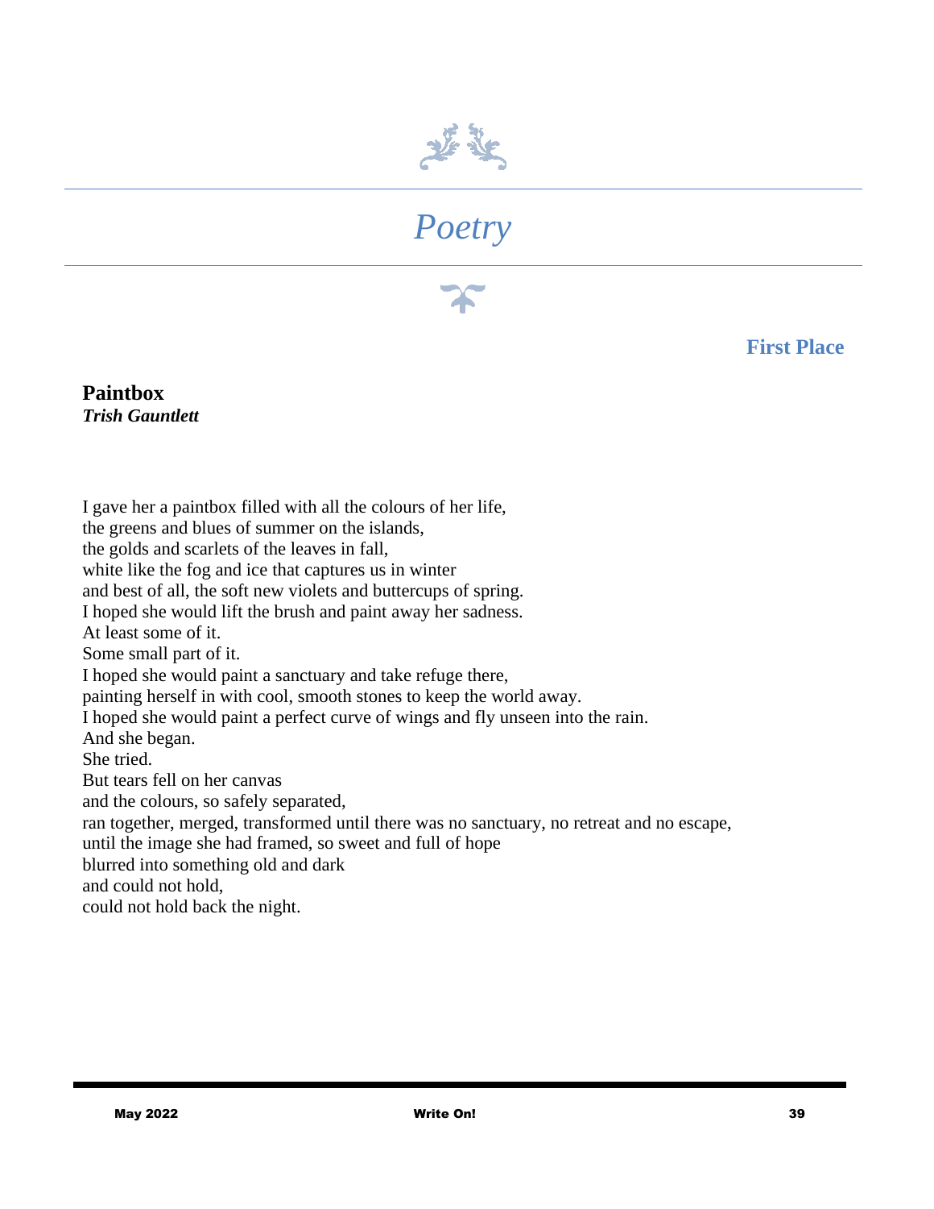# *Poetry*

**First Place**

## Paintbox

***Trish Gauntlett***

I gave her a paintbox filled with all the colours of her life,
the greens and blues of summer on the islands,
the golds and scarlets of the leaves in fall,
white like the fog and ice that captures us in winter
and best of all, the soft new violets and buttercups of spring.
I hoped she would lift the brush and paint away her sadness.
At least some of it.
Some small part of it.
I hoped she would paint a sanctuary and take refuge there,
painting herself in with cool, smooth stones to keep the world away.
I hoped she would paint a perfect curve of wings and fly unseen into the rain.
And she began.
She tried.
But tears fell on her canvas
and the colours, so safely separated,
ran together, merged, transformed until there was no sanctuary, no retreat and no escape,
until the image she had framed, so sweet and full of hope
blurred into something old and dark
and could not hold,
could not hold back the night.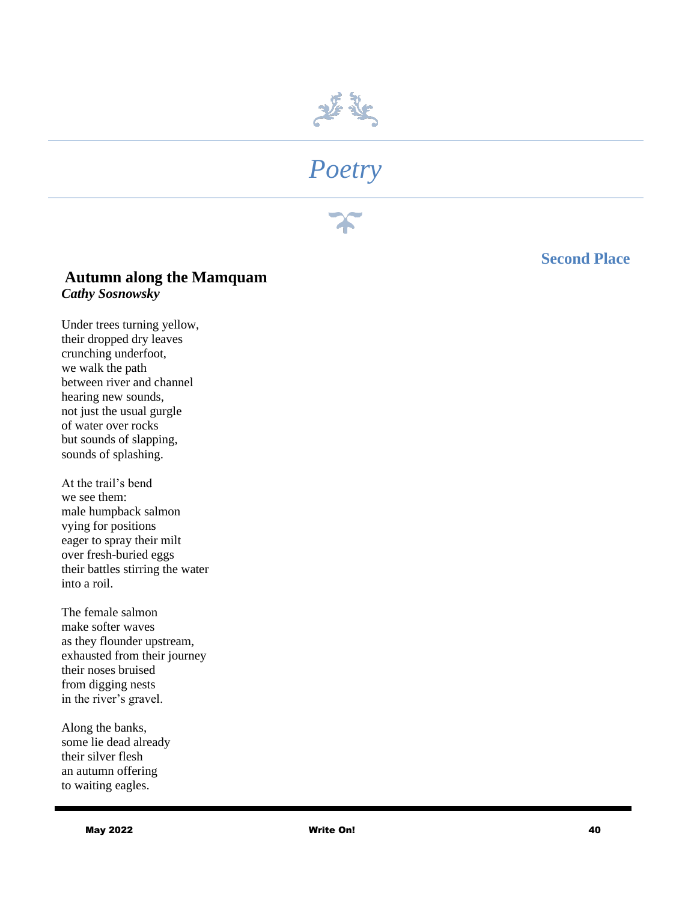# *Poetry*

**Second Place**

## Autumn along the Mamquam

***Cathy Sosnowsky***

Under trees turning yellow,
their dropped dry leaves
crunching underfoot,
we walk the path
between river and channel
hearing new sounds,
not just the usual gurgle
of water over rocks
but sounds of slapping,
sounds of splashing.

At the trail's bend
we see them:
male humpback salmon
vying for positions
eager to spray their milt
over fresh-buried eggs
their battles stirring the water
into a roil.

The female salmon
make softer waves
as they flounder upstream,
exhausted from their journey
their noses bruised
from digging nests
in the river's gravel.

Along the banks,
some lie dead already
their silver flesh
an autumn offering
to waiting eagles.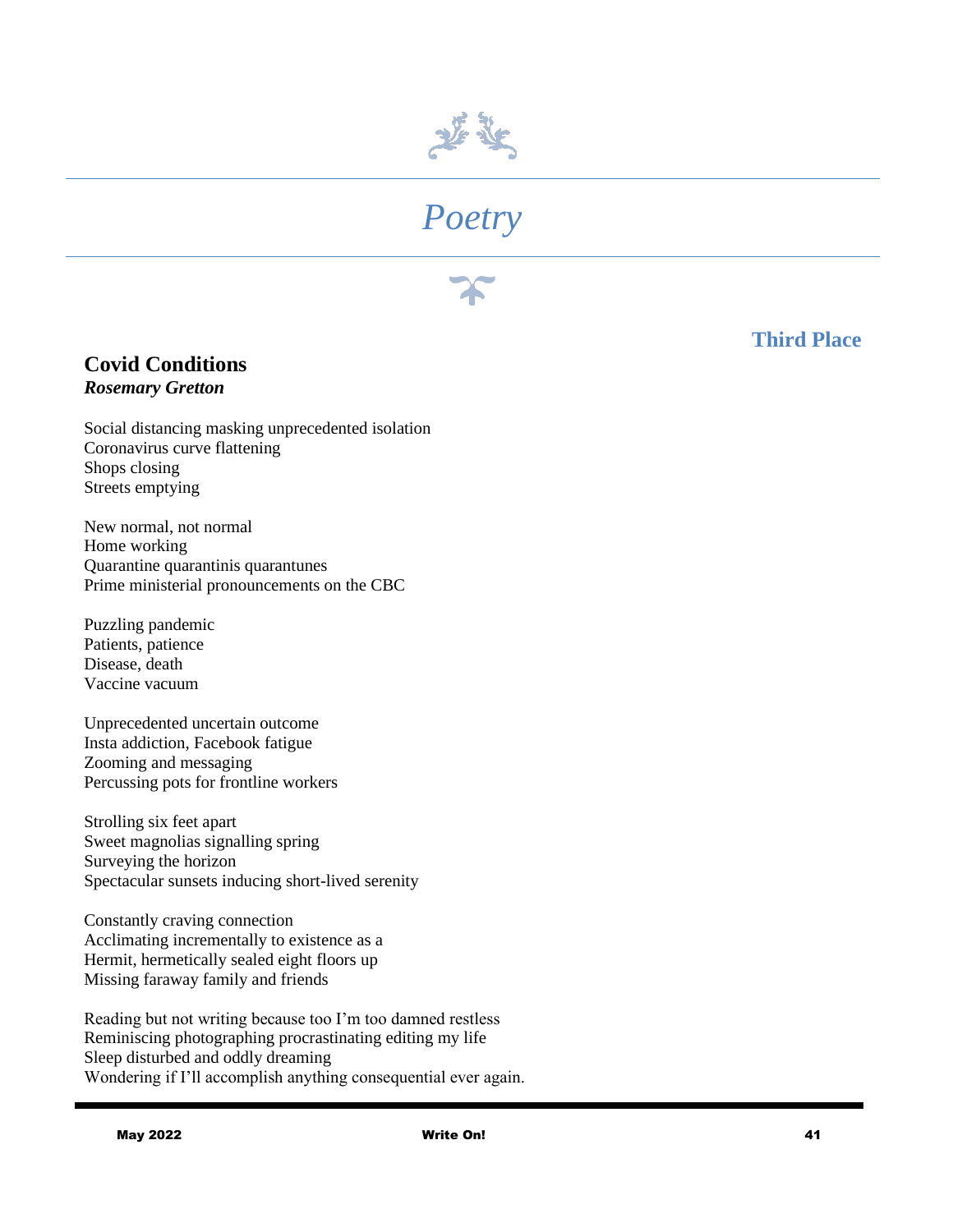# Poetry

**Third Place**

## Covid Conditions

***Rosemary Gretton***

Social distancing masking unprecedented isolation
Coronavirus curve flattening
Shops closing
Streets emptying

New normal, not normal
Home working
Quarantine quarantinis quarantunes
Prime ministerial pronouncements on the CBC

Puzzling pandemic
Patients, patience
Disease, death
Vaccine vacuum

Unprecedented uncertain outcome
Insta addiction, Facebook fatigue
Zooming and messaging
Percussing pots for frontline workers

Strolling six feet apart
Sweet magnolias signalling spring
Surveying the horizon
Spectacular sunsets inducing short-lived serenity

Constantly craving connection
Acclimating incrementally to existence as a
Hermit, hermetically sealed eight floors up
Missing faraway family and friends

Reading but not writing because too I'm too damned restless
Reminiscing photographing procrastinating editing my life
Sleep disturbed and oddly dreaming
Wondering if I'll accomplish anything consequential ever again.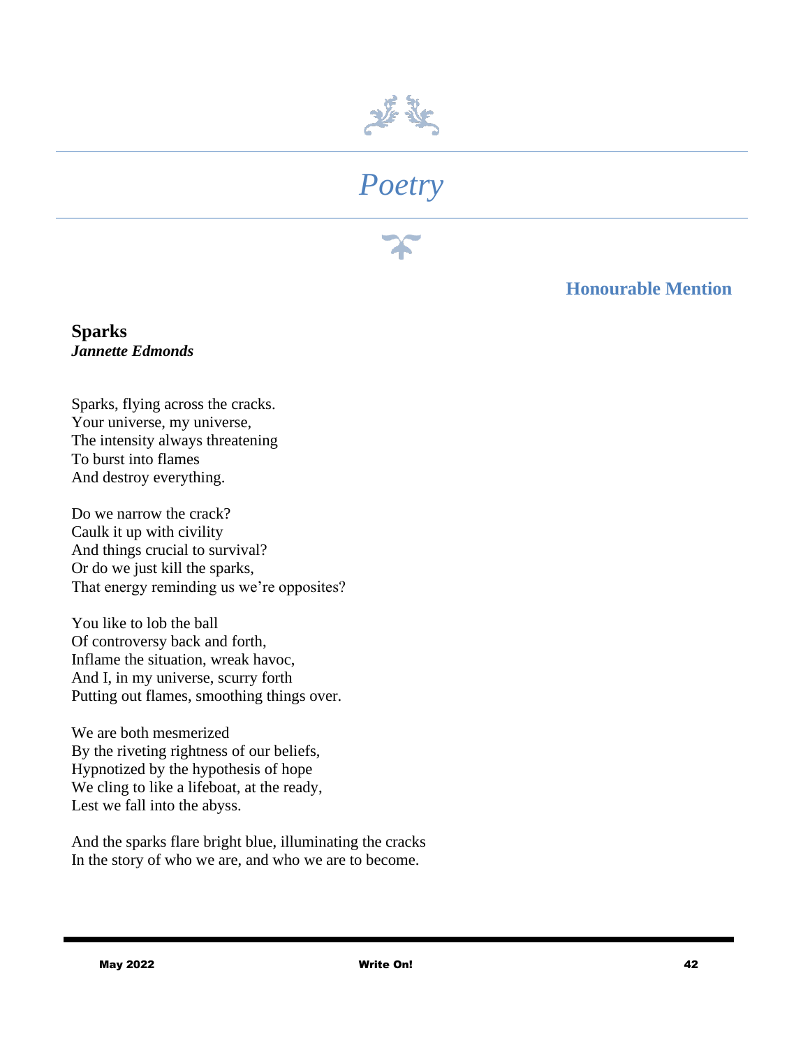# Poetry

### Honourable Mention

## Sparks

***Jannette Edmonds***

Sparks, flying across the cracks.
Your universe, my universe,
The intensity always threatening
To burst into flames
And destroy everything.

Do we narrow the crack?
Caulk it up with civility
And things crucial to survival?
Or do we just kill the sparks,
That energy reminding us we're opposites?

You like to lob the ball
Of controversy back and forth,
Inflame the situation, wreak havoc,
And I, in my universe, scurry forth
Putting out flames, smoothing things over.

We are both mesmerized
By the riveting rightness of our beliefs,
Hypnotized by the hypothesis of hope
We cling to like a lifeboat, at the ready,
Lest we fall into the abyss.

And the sparks flare bright blue, illuminating the cracks
In the story of who we are, and who we are to become.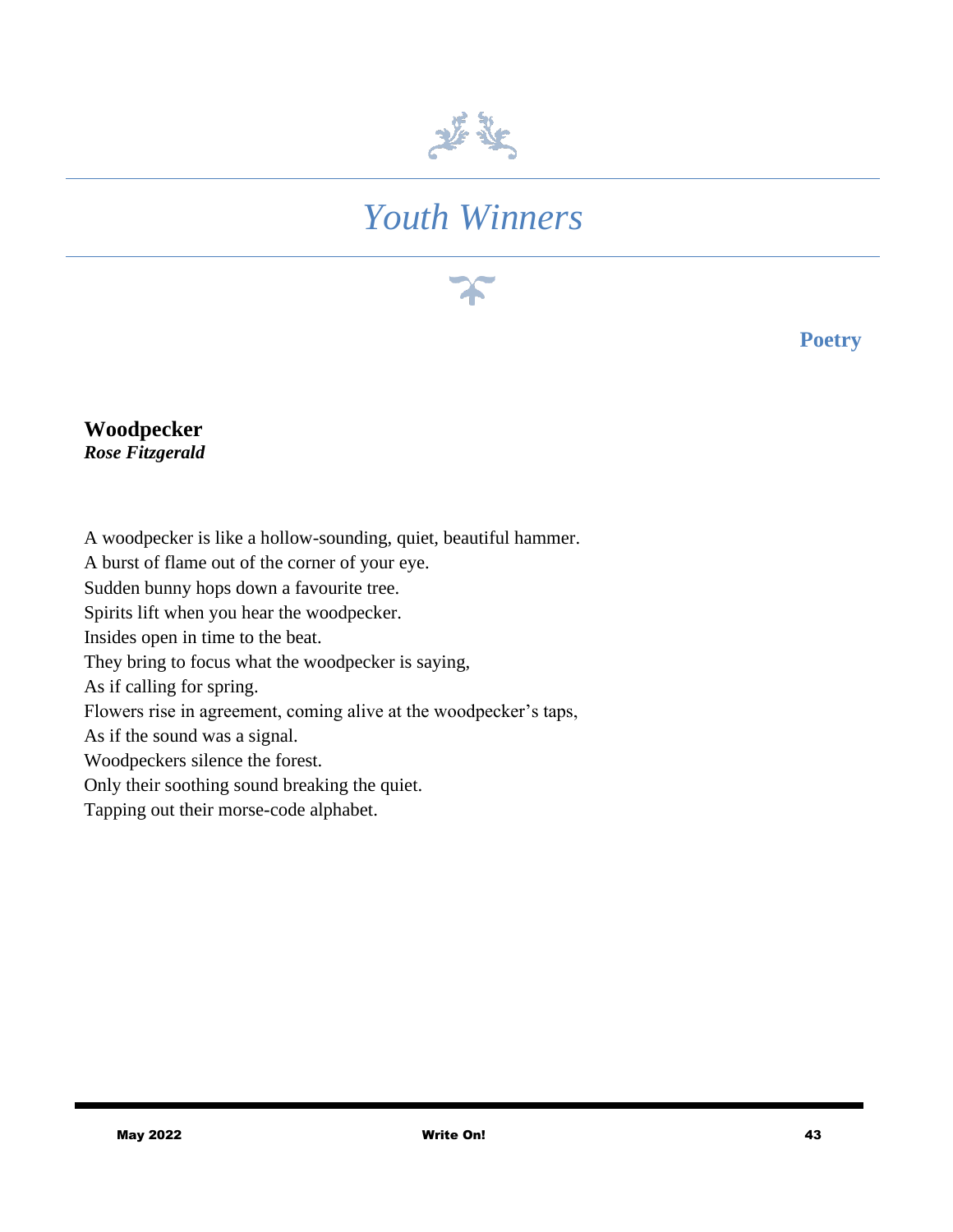# *Youth Winners*

## Poetry

### Woodpecker

***Rose Fitzgerald***

A woodpecker is like a hollow-sounding, quiet, beautiful hammer.
A burst of flame out of the corner of your eye.
Sudden bunny hops down a favourite tree.
Spirits lift when you hear the woodpecker.
Insides open in time to the beat.
They bring to focus what the woodpecker is saying,
As if calling for spring.
Flowers rise in agreement, coming alive at the woodpecker's taps,
As if the sound was a signal.
Woodpeckers silence the forest.
Only their soothing sound breaking the quiet.
Tapping out their morse-code alphabet.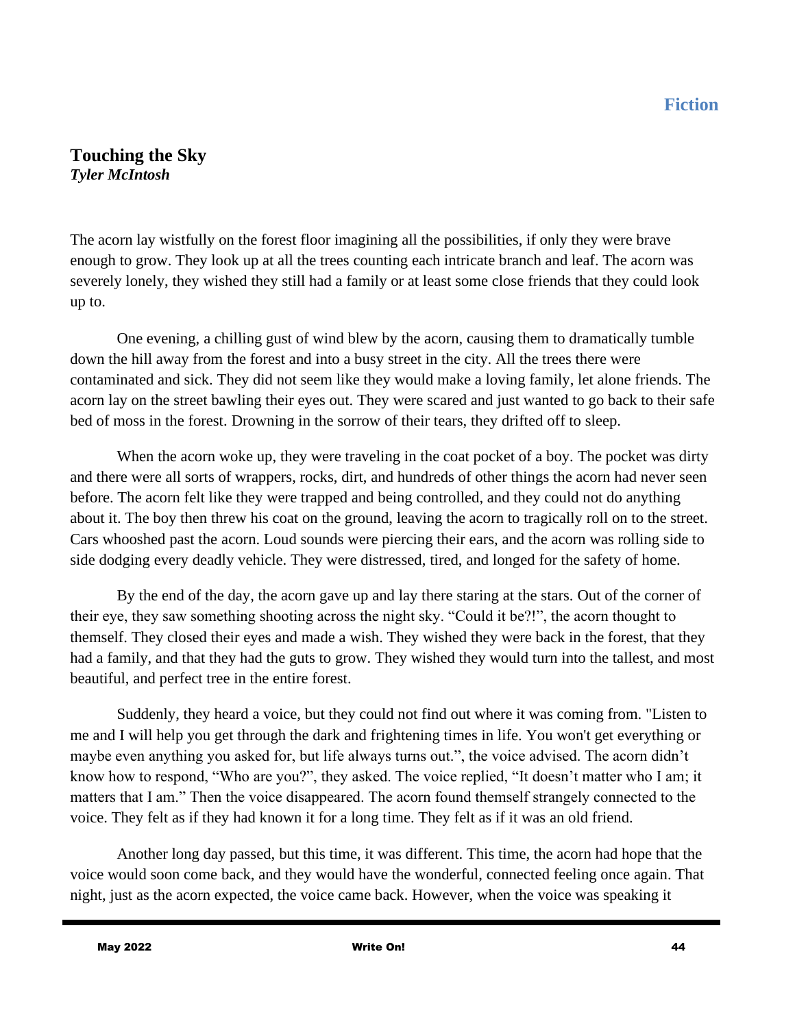Fiction

## Touching the Sky

***Tyler McIntosh***

The acorn lay wistfully on the forest floor imagining all the possibilities, if only they were brave enough to grow. They look up at all the trees counting each intricate branch and leaf. The acorn was severely lonely, they wished they still had a family or at least some close friends that they could look up to.

One evening, a chilling gust of wind blew by the acorn, causing them to dramatically tumble down the hill away from the forest and into a busy street in the city. All the trees there were contaminated and sick. They did not seem like they would make a loving family, let alone friends. The acorn lay on the street bawling their eyes out. They were scared and just wanted to go back to their safe bed of moss in the forest. Drowning in the sorrow of their tears, they drifted off to sleep.

When the acorn woke up, they were traveling in the coat pocket of a boy. The pocket was dirty and there were all sorts of wrappers, rocks, dirt, and hundreds of other things the acorn had never seen before. The acorn felt like they were trapped and being controlled, and they could not do anything about it. The boy then threw his coat on the ground, leaving the acorn to tragically roll on to the street. Cars whooshed past the acorn. Loud sounds were piercing their ears, and the acorn was rolling side to side dodging every deadly vehicle. They were distressed, tired, and longed for the safety of home.

By the end of the day, the acorn gave up and lay there staring at the stars. Out of the corner of their eye, they saw something shooting across the night sky. “Could it be?!”, the acorn thought to themself. They closed their eyes and made a wish. They wished they were back in the forest, that they had a family, and that they had the guts to grow. They wished they would turn into the tallest, and most beautiful, and perfect tree in the entire forest.

Suddenly, they heard a voice, but they could not find out where it was coming from. "Listen to me and I will help you get through the dark and frightening times in life. You won't get everything or maybe even anything you asked for, but life always turns out.”, the voice advised. The acorn didn’t know how to respond, “Who are you?”, they asked. The voice replied, “It doesn’t matter who I am; it matters that I am.” Then the voice disappeared. The acorn found themself strangely connected to the voice. They felt as if they had known it for a long time. They felt as if it was an old friend.

Another long day passed, but this time, it was different. This time, the acorn had hope that the voice would soon come back, and they would have the wonderful, connected feeling once again. That night, just as the acorn expected, the voice came back. However, when the voice was speaking it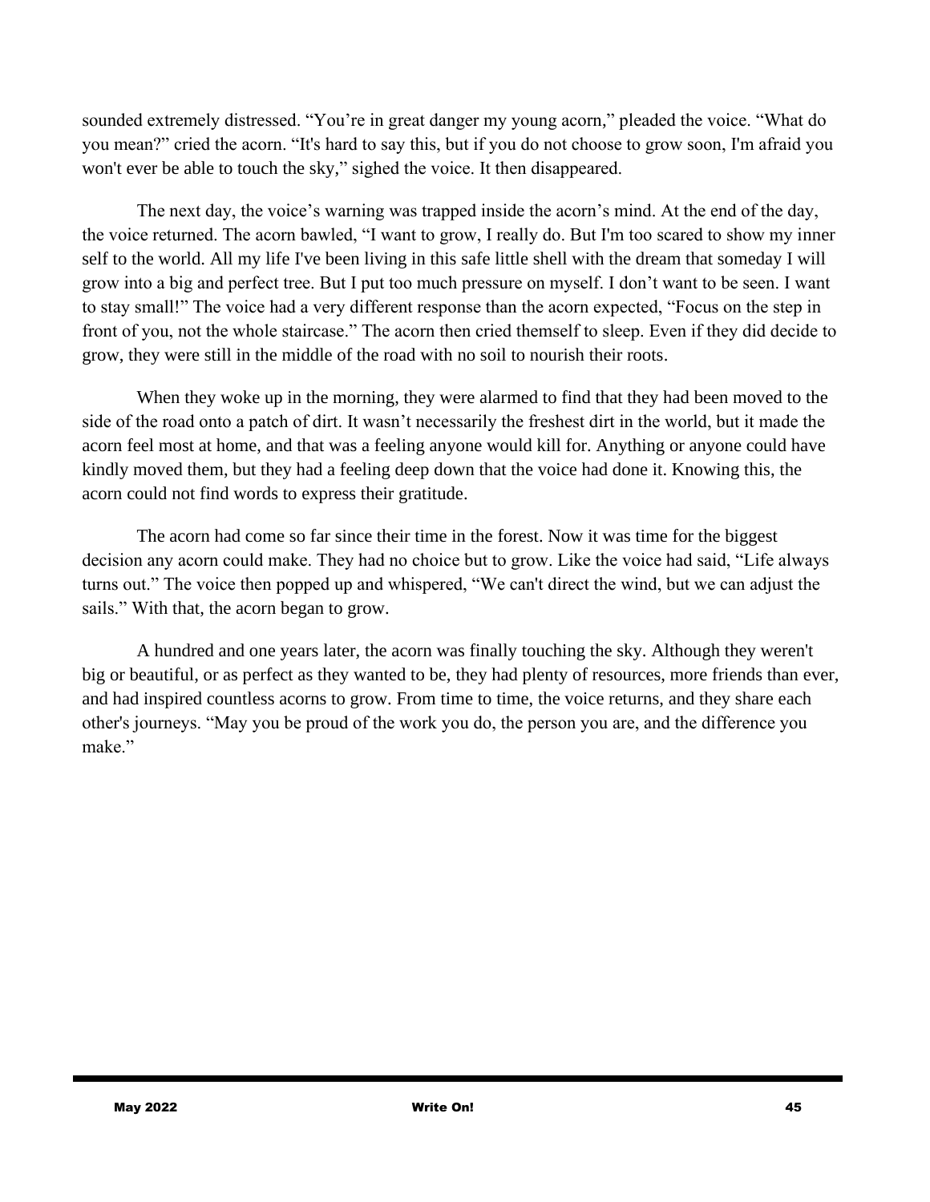sounded extremely distressed. "You're in great danger my young acorn," pleaded the voice. "What do you mean?" cried the acorn. "It's hard to say this, but if you do not choose to grow soon, I'm afraid you won't ever be able to touch the sky," sighed the voice. It then disappeared.

The next day, the voice's warning was trapped inside the acorn's mind. At the end of the day, the voice returned. The acorn bawled, "I want to grow, I really do. But I'm too scared to show my inner self to the world. All my life I've been living in this safe little shell with the dream that someday I will grow into a big and perfect tree. But I put too much pressure on myself. I don't want to be seen. I want to stay small!" The voice had a very different response than the acorn expected, "Focus on the step in front of you, not the whole staircase." The acorn then cried themself to sleep. Even if they did decide to grow, they were still in the middle of the road with no soil to nourish their roots.

When they woke up in the morning, they were alarmed to find that they had been moved to the side of the road onto a patch of dirt. It wasn't necessarily the freshest dirt in the world, but it made the acorn feel most at home, and that was a feeling anyone would kill for. Anything or anyone could have kindly moved them, but they had a feeling deep down that the voice had done it. Knowing this, the acorn could not find words to express their gratitude.

The acorn had come so far since their time in the forest. Now it was time for the biggest decision any acorn could make. They had no choice but to grow. Like the voice had said, "Life always turns out." The voice then popped up and whispered, "We can't direct the wind, but we can adjust the sails." With that, the acorn began to grow.

A hundred and one years later, the acorn was finally touching the sky. Although they weren't big or beautiful, or as perfect as they wanted to be, they had plenty of resources, more friends than ever, and had inspired countless acorns to grow. From time to time, the voice returns, and they share each other's journeys. "May you be proud of the work you do, the person you are, and the difference you make."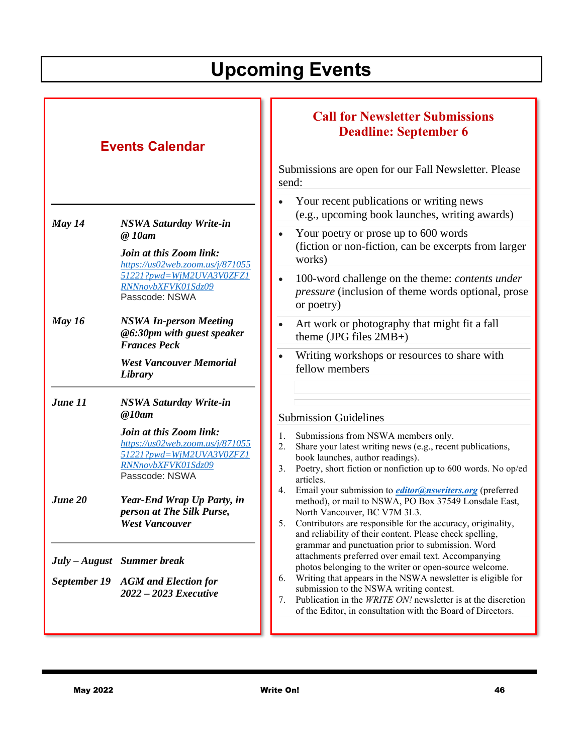# Upcoming Events

## Events Calendar

| | |
|---|---|
| *May 14* | ***NSWA Saturday Write-in @ 10am***<br>***Join at this Zoom link:***<br>*https://us02web.zoom.us/j/87105551221?pwd=WjM2UVA3V0ZFZ1RNNnovbXFVK01Sdz09*<br>Passcode: NSWA |
| *May 16* | ***NSWA In-person Meeting @6:30pm with guest speaker Frances Peck***<br>***West Vancouver Memorial Library*** |
| *June 11* | ***NSWA Saturday Write-in @10am***<br>***Join at this Zoom link:***<br>*https://us02web.zoom.us/j/87105551221?pwd=WjM2UVA3V0ZFZ1RNNnovbXFVK01Sdz09*<br>Passcode: NSWA |
| *June 20* | ***Year-End Wrap Up Party, in person at The Silk Purse, West Vancouver*** |
| *July – August* | ***Summer break*** |
| *September 19* | ***AGM and Election for 2022 – 2023 Executive*** |

## Call for Newsletter Submissions Deadline: September 6

Submissions are open for our Fall Newsletter. Please send:

- Your recent publications or writing news (e.g., upcoming book launches, writing awards)
- Your poetry or prose up to 600 words (fiction or non-fiction, can be excerpts from larger works)
- 100-word challenge on the theme: *contents under pressure* (inclusion of theme words optional, prose or poetry)
- Art work or photography that might fit a fall theme (JPG files 2MB+)
- Writing workshops or resources to share with fellow members

Submission Guidelines

1. Submissions from NSWA members only.
2. Share your latest writing news (e.g., recent publications, book launches, author readings).
3. Poetry, short fiction or nonfiction up to 600 words. No op/ed articles.
4. Email your submission to ***editor@nswriters.org*** (preferred method), or mail to NSWA, PO Box 37549 Lonsdale East, North Vancouver, BC V7M 3L3.
5. Contributors are responsible for the accuracy, originality, and reliability of their content. Please check spelling, grammar and punctuation prior to submission. Word attachments preferred over email text. Accompanying photos belonging to the writer or open-source welcome.
6. Writing that appears in the NSWA newsletter is eligible for submission to the NSWA writing contest.
7. Publication in the *WRITE ON!* newsletter is at the discretion of the Editor, in consultation with the Board of Directors.